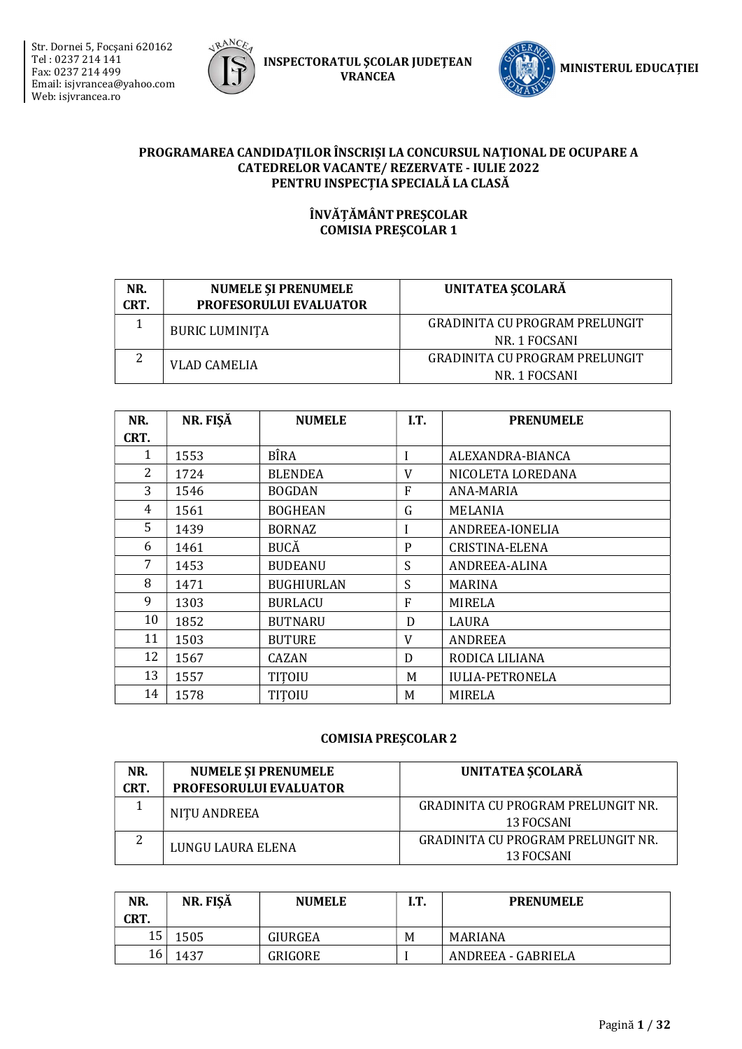Str. Dornei 5, Focşani 620162
Tel : 0237 214 141
Fax: 0237 214 499
Email: isjvrancea@yahoo.com
Web: isjvrancea.ro

**INSPECTORATUL ŞCOLAR JUDEŢEAN VRANCEA**

**MINISTERUL EDUCAȚIEI**

# PROGRAMAREA CANDIDAȚILOR ÎNSCRIȘI LA CONCURSUL NAȚIONAL DE OCUPARE A CATEDRELOR VACANTE/ REZERVATE - IULIE 2022 PENTRU INSPECȚIA SPECIALĂ LA CLASĂ

## ÎNVĂȚĂMÂNT PREȘCOLAR
## COMISIA PREȘCOLAR 1

| NR. CRT. | NUMELE ŞI PRENUMELE PROFESORULUI EVALUATOR | UNITATEA ŞCOLARĂ |
|---|---|---|
| 1 | BURIC LUMINIȚA | GRADINITA CU PROGRAM PRELUNGIT NR. 1 FOCSANI |
| 2 | VLAD CAMELIA | GRADINITA CU PROGRAM PRELUNGIT NR. 1 FOCSANI |

| NR. CRT. | NR. FIȘĂ | NUMELE | I.T. | PRENUMELE |
|---|---|---|---|---|
| 1 | 1553 | BÎRA | I | ALEXANDRA-BIANCA |
| 2 | 1724 | BLENDEA | V | NICOLETA LOREDANA |
| 3 | 1546 | BOGDAN | F | ANA-MARIA |
| 4 | 1561 | BOGHEAN | G | MELANIA |
| 5 | 1439 | BORNAZ | I | ANDREEA-IONELIA |
| 6 | 1461 | BUCĂ | P | CRISTINA-ELENA |
| 7 | 1453 | BUDEANU | S | ANDREEA-ALINA |
| 8 | 1471 | BUGHIURLAN | S | MARINA |
| 9 | 1303 | BURLACU | F | MIRELA |
| 10 | 1852 | BUTNARU | D | LAURA |
| 11 | 1503 | BUTURE | V | ANDREEA |
| 12 | 1567 | CAZAN | D | RODICA LILIANA |
| 13 | 1557 | TIȚOIU | M | IULIA-PETRONELA |
| 14 | 1578 | TIȚOIU | M | MIRELA |

## COMISIA PREȘCOLAR 2

| NR. CRT. | NUMELE ŞI PRENUMELE PROFESORULUI EVALUATOR | UNITATEA ŞCOLARĂ |
|---|---|---|
| 1 | NIȚU ANDREEA | GRADINITA CU PROGRAM PRELUNGIT NR. 13 FOCSANI |
| 2 | LUNGU LAURA ELENA | GRADINITA CU PROGRAM PRELUNGIT NR. 13 FOCSANI |

| NR. CRT. | NR. FIȘĂ | NUMELE | I.T. | PRENUMELE |
|---|---|---|---|---|
| 15 | 1505 | GIURGEA | M | MARIANA |
| 16 | 1437 | GRIGORE | I | ANDREEA - GABRIELA |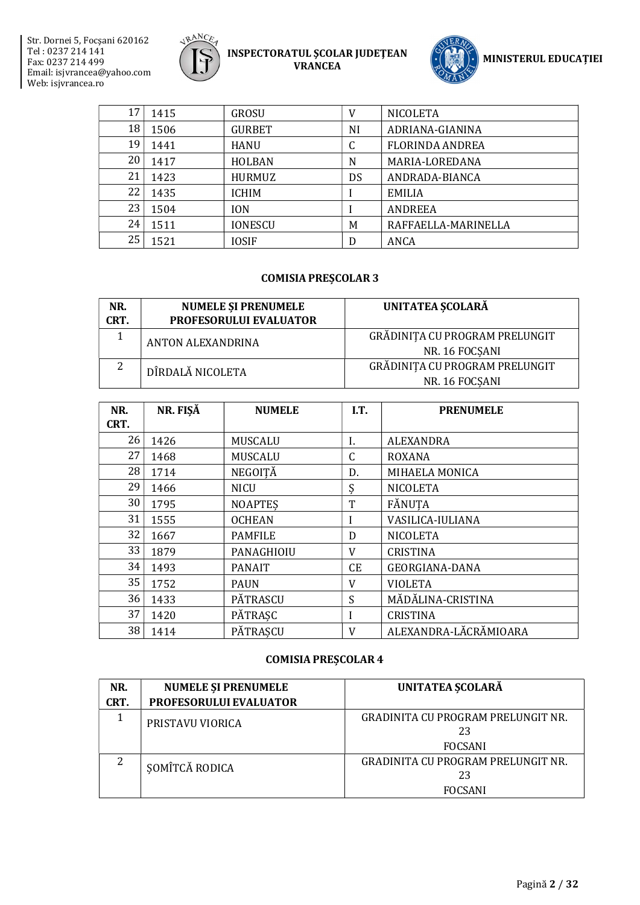| | | | | |
|---|---|---|---|---|
| 17 | 1415 | GROSU | V | NICOLETA |
| 18 | 1506 | GURBET | NI | ADRIANA-GIANINA |
| 19 | 1441 | HANU | C | FLORINDA ANDREA |
| 20 | 1417 | HOLBAN | N | MARIA-LOREDANA |
| 21 | 1423 | HURMUZ | DS | ANDRADA-BIANCA |
| 22 | 1435 | ICHIM | I | EMILIA |
| 23 | 1504 | ION | I | ANDREEA |
| 24 | 1511 | IONESCU | M | RAFFAELLA-MARINELLA |
| 25 | 1521 | IOSIF | D | ANCA |

### COMISIA PREŞCOLAR 3

| NR. CRT. | NUMELE ŞI PRENUMELE PROFESORULUI EVALUATOR | UNITATEA ŞCOLARĂ |
|---|---|---|
| 1 | ANTON ALEXANDRINA | GRĂDINIȚA CU PROGRAM PRELUNGIT NR. 16 FOCȘANI |
| 2 | DÎRDALĂ NICOLETA | GRĂDINIȚA CU PROGRAM PRELUNGIT NR. 16 FOCȘANI |

| NR. CRT. | NR. FIȘĂ | NUMELE | I.T. | PRENUMELE |
|---|---|---|---|---|
| 26 | 1426 | MUSCALU | I. | ALEXANDRA |
| 27 | 1468 | MUSCALU | C | ROXANA |
| 28 | 1714 | NEGOIȚĂ | D. | MIHAELA MONICA |
| 29 | 1466 | NICU | Ș | NICOLETA |
| 30 | 1795 | NOAPTEȘ | T | FĂNUȚA |
| 31 | 1555 | OCHEAN | I | VASILICA-IULIANA |
| 32 | 1667 | PAMFILE | D | NICOLETA |
| 33 | 1879 | PANAGHIOIU | V | CRISTINA |
| 34 | 1493 | PANAIT | CE | GEORGIANA-DANA |
| 35 | 1752 | PAUN | V | VIOLETA |
| 36 | 1433 | PĂTRASCU | S | MĂDĂLINA-CRISTINA |
| 37 | 1420 | PĂTRAȘC | I | CRISTINA |
| 38 | 1414 | PĂTRAȘCU | V | ALEXANDRA-LĂCRĂMIOARA |

### COMISIA PREŞCOLAR 4

| NR. CRT. | NUMELE ŞI PRENUMELE PROFESORULUI EVALUATOR | UNITATEA ŞCOLARĂ |
|---|---|---|
| 1 | PRISTAVU VIORICA | GRADINITA CU PROGRAM PRELUNGIT NR. 23 FOCSANI |
| 2 | ȘOMÎTCĂ RODICA | GRADINITA CU PROGRAM PRELUNGIT NR. 23 FOCSANI |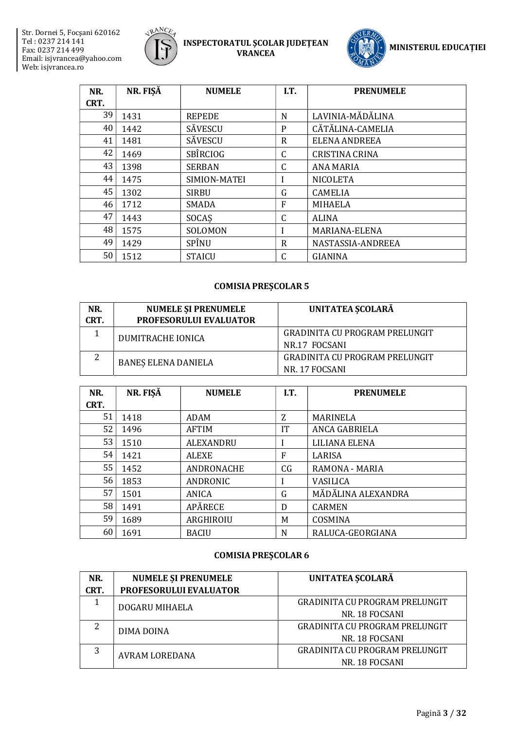| NR. CRT. | NR. FIȘĂ | NUMELE | I.T. | PRENUMELE |
|---|---|---|---|---|
| 39 | 1431 | REPEDE | N | LAVINIA-MĂDĂLINA |
| 40 | 1442 | SĂVESCU | P | CĂTĂLINA-CAMELIA |
| 41 | 1481 | SĂVESCU | R | ELENA ANDREEA |
| 42 | 1469 | SBÎRCIOG | C | CRISTINA CRINA |
| 43 | 1398 | SERBAN | C | ANA MARIA |
| 44 | 1475 | SIMION-MATEI | I | NICOLETA |
| 45 | 1302 | SIRBU | G | CAMELIA |
| 46 | 1712 | SMADA | F | MIHAELA |
| 47 | 1443 | SOCAȘ | C | ALINA |
| 48 | 1575 | SOLOMON | I | MARIANA-ELENA |
| 49 | 1429 | SPÎNU | R | NASTASSIA-ANDREEA |
| 50 | 1512 | STAICU | C | GIANINA |

### COMISIA PREȘCOLAR 5

| NR. CRT. | NUMELE ȘI PRENUMELE PROFESORULUI EVALUATOR | UNITATEA ȘCOLARĂ |
|---|---|---|
| 1 | DUMITRACHE IONICA | GRADINITA CU PROGRAM PRELUNGIT NR.17 FOCSANI |
| 2 | BANEȘ ELENA DANIELA | GRADINITA CU PROGRAM PRELUNGIT NR. 17 FOCSANI |

| NR. CRT. | NR. FIȘĂ | NUMELE | I.T. | PRENUMELE |
|---|---|---|---|---|
| 51 | 1418 | ADAM | Z | MARINELA |
| 52 | 1496 | AFTIM | IT | ANCA GABRIELA |
| 53 | 1510 | ALEXANDRU | I | LILIANA ELENA |
| 54 | 1421 | ALEXE | F | LARISA |
| 55 | 1452 | ANDRONACHE | CG | RAMONA - MARIA |
| 56 | 1853 | ANDRONIC | I | VASILICA |
| 57 | 1501 | ANICA | G | MĂDĂLINA ALEXANDRA |
| 58 | 1491 | APĂRECE | D | CARMEN |
| 59 | 1689 | ARGHIROIU | M | COSMINA |
| 60 | 1691 | BACIU | N | RALUCA-GEORGIANA |

### COMISIA PREȘCOLAR 6

| NR. CRT. | NUMELE ȘI PRENUMELE PROFESORULUI EVALUATOR | UNITATEA ȘCOLARĂ |
|---|---|---|
| 1 | DOGARU MIHAELA | GRADINITA CU PROGRAM PRELUNGIT NR. 18 FOCSANI |
| 2 | DIMA DOINA | GRADINITA CU PROGRAM PRELUNGIT NR. 18 FOCSANI |
| 3 | AVRAM LOREDANA | GRADINITA CU PROGRAM PRELUNGIT NR. 18 FOCSANI |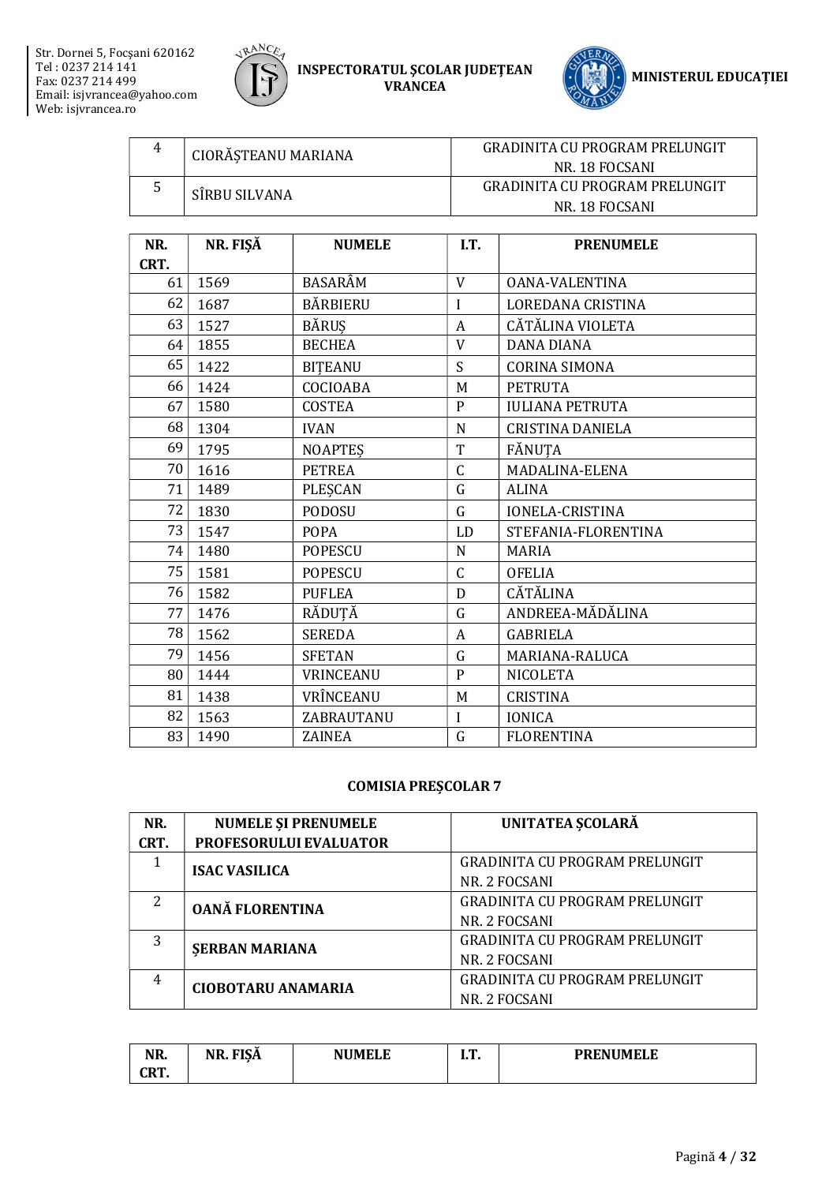| 4 | CIORĂȘTEANU MARIANA | GRADINITA CU PROGRAM PRELUNGIT NR. 18 FOCSANI |
|---|---|---|
| 5 | SÎRBU SILVANA | GRADINITA CU PROGRAM PRELUNGIT NR. 18 FOCSANI |

| NR. CRT. | NR. FIȘĂ | NUMELE | I.T. | PRENUMELE |
|---|---|---|---|---|
| 61 | 1569 | BASARÂM | V | OANA-VALENTINA |
| 62 | 1687 | BĂRBIERU | I | LOREDANA CRISTINA |
| 63 | 1527 | BĂRUȘ | A | CĂTĂLINA VIOLETA |
| 64 | 1855 | BECHEA | V | DANA DIANA |
| 65 | 1422 | BIȚEANU | S | CORINA SIMONA |
| 66 | 1424 | COCIOABA | M | PETRUTA |
| 67 | 1580 | COSTEA | P | IULIANA PETRUTA |
| 68 | 1304 | IVAN | N | CRISTINA DANIELA |
| 69 | 1795 | NOAPTEȘ | T | FĂNUȚA |
| 70 | 1616 | PETREA | C | MADALINA-ELENA |
| 71 | 1489 | PLEȘCAN | G | ALINA |
| 72 | 1830 | PODOSU | G | IONELA-CRISTINA |
| 73 | 1547 | POPA | LD | STEFANIA-FLORENTINA |
| 74 | 1480 | POPESCU | N | MARIA |
| 75 | 1581 | POPESCU | C | OFELIA |
| 76 | 1582 | PUFLEA | D | CĂTĂLINA |
| 77 | 1476 | RĂDUȚĂ | G | ANDREEA-MĂDĂLINA |
| 78 | 1562 | SEREDA | A | GABRIELA |
| 79 | 1456 | SFETAN | G | MARIANA-RALUCA |
| 80 | 1444 | VRINCEANU | P | NICOLETA |
| 81 | 1438 | VRÎNCEANU | M | CRISTINA |
| 82 | 1563 | ZABRAUTANU | I | IONICA |
| 83 | 1490 | ZAINEA | G | FLORENTINA |

## COMISIA PREȘCOLAR 7

| NR. CRT. | NUMELE ȘI PRENUMELE PROFESORULUI EVALUATOR | UNITATEA ȘCOLARĂ |
|---|---|---|
| 1 | **ISAC VASILICA** | GRADINITA CU PROGRAM PRELUNGIT NR. 2 FOCSANI |
| 2 | **OANĂ FLORENTINA** | GRADINITA CU PROGRAM PRELUNGIT NR. 2 FOCSANI |
| 3 | **ȘERBAN MARIANA** | GRADINITA CU PROGRAM PRELUNGIT NR. 2 FOCSANI |
| 4 | **CIOBOTARU ANAMARIA** | GRADINITA CU PROGRAM PRELUNGIT NR. 2 FOCSANI |

| NR. CRT. | NR. FIȘĂ | NUMELE | I.T. | PRENUMELE |
|---|---|---|---|---|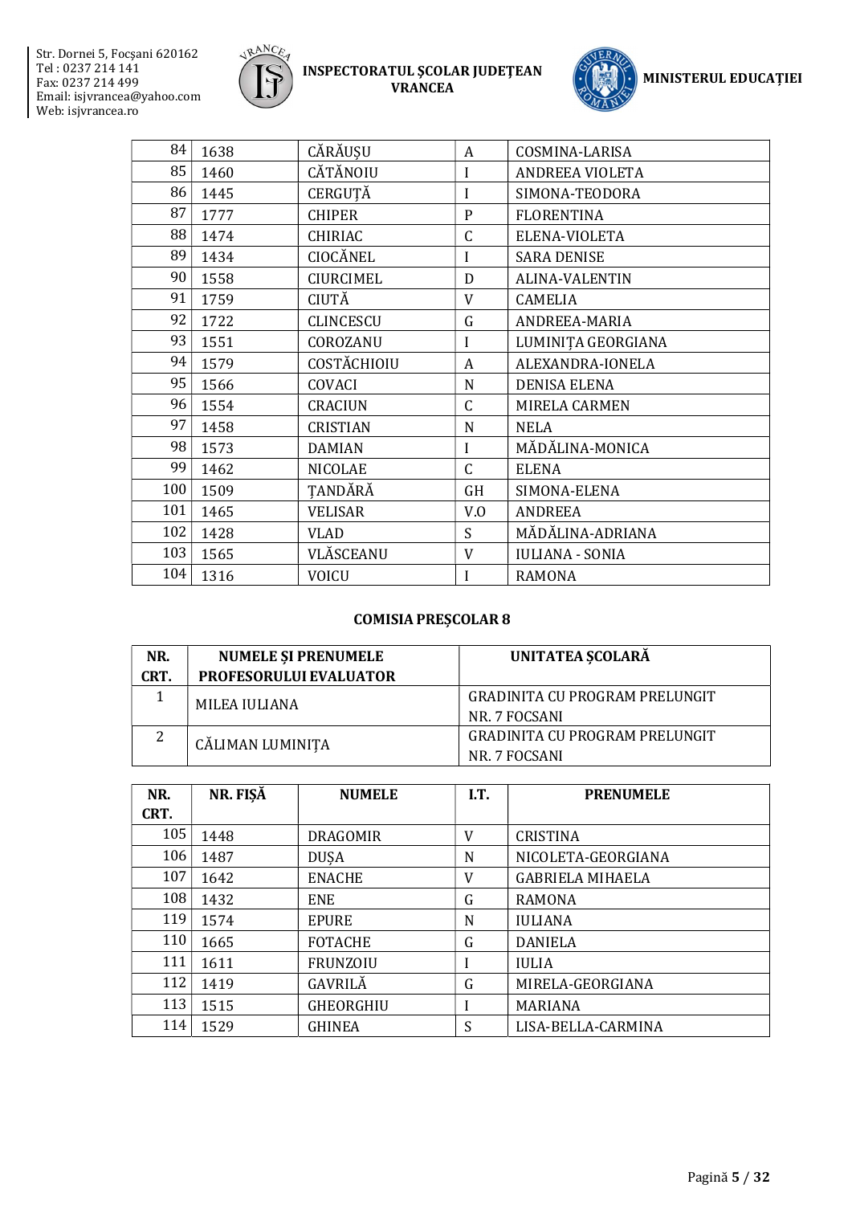| | | | | |
|---|---|---|---|---|
| 84 | 1638 | CĂRĂUȘU | A | COSMINA-LARISA |
| 85 | 1460 | CĂTĂNOIU | I | ANDREEA VIOLETA |
| 86 | 1445 | CERGUȚĂ | I | SIMONA-TEODORA |
| 87 | 1777 | CHIPER | P | FLORENTINA |
| 88 | 1474 | CHIRIAC | C | ELENA-VIOLETA |
| 89 | 1434 | CIOCĂNEL | I | SARA DENISE |
| 90 | 1558 | CIURCIMEL | D | ALINA-VALENTIN |
| 91 | 1759 | CIUTĂ | V | CAMELIA |
| 92 | 1722 | CLINCESCU | G | ANDREEA-MARIA |
| 93 | 1551 | COROZANU | I | LUMINIȚA GEORGIANA |
| 94 | 1579 | COSTĂCHIOIU | A | ALEXANDRA-IONELA |
| 95 | 1566 | COVACI | N | DENISA ELENA |
| 96 | 1554 | CRACIUN | C | MIRELA CARMEN |
| 97 | 1458 | CRISTIAN | N | NELA |
| 98 | 1573 | DAMIAN | I | MĂDĂLINA-MONICA |
| 99 | 1462 | NICOLAE | C | ELENA |
| 100 | 1509 | ȚANDĂRĂ | GH | SIMONA-ELENA |
| 101 | 1465 | VELISAR | V.O | ANDREEA |
| 102 | 1428 | VLAD | S | MĂDĂLINA-ADRIANA |
| 103 | 1565 | VLĂSCEANU | V | IULIANA - SONIA |
| 104 | 1316 | VOICU | I | RAMONA |

### COMISIA PREȘCOLAR 8

| NR. CRT. | NUMELE ȘI PRENUMELE PROFESORULUI EVALUATOR | UNITATEA ȘCOLARĂ |
|---|---|---|
| 1 | MILEA IULIANA | GRADINITA CU PROGRAM PRELUNGIT NR. 7 FOCSANI |
| 2 | CĂLIMAN LUMINIȚA | GRADINITA CU PROGRAM PRELUNGIT NR. 7 FOCSANI |

| NR. CRT. | NR. FIȘĂ | NUMELE | I.T. | PRENUMELE |
|---|---|---|---|---|
| 105 | 1448 | DRAGOMIR | V | CRISTINA |
| 106 | 1487 | DUȘA | N | NICOLETA-GEORGIANA |
| 107 | 1642 | ENACHE | V | GABRIELA MIHAELA |
| 108 | 1432 | ENE | G | RAMONA |
| 119 | 1574 | EPURE | N | IULIANA |
| 110 | 1665 | FOTACHE | G | DANIELA |
| 111 | 1611 | FRUNZOIU | I | IULIA |
| 112 | 1419 | GAVRILĂ | G | MIRELA-GEORGIANA |
| 113 | 1515 | GHEORGHIU | I | MARIANA |
| 114 | 1529 | GHINEA | S | LISA-BELLA-CARMINA |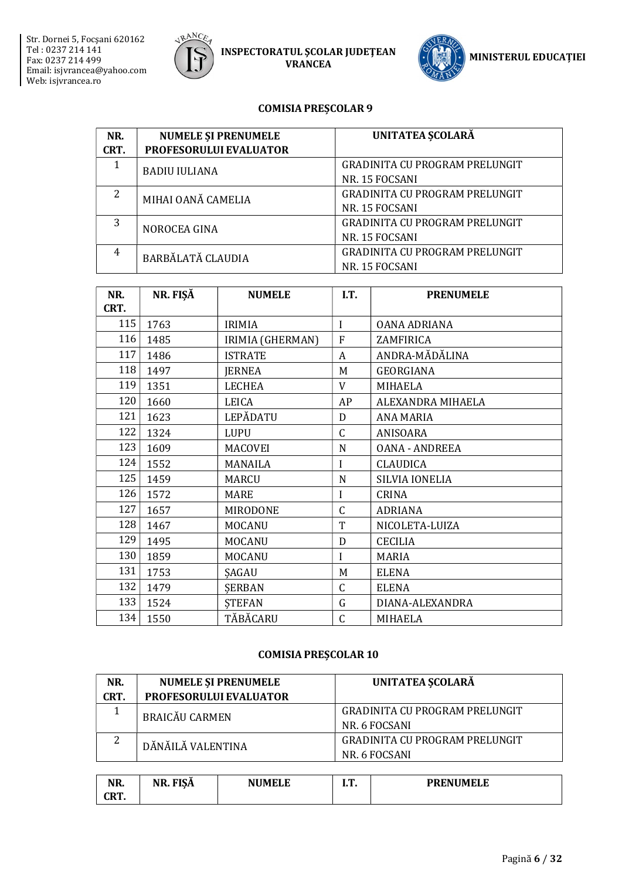## COMISIA PREŞCOLAR 9

| NR. CRT. | NUMELE ŞI PRENUMELE PROFESORULUI EVALUATOR | UNITATEA ŞCOLARĂ |
|---|---|---|
| 1 | BADIU IULIANA | GRADINITA CU PROGRAM PRELUNGIT NR. 15 FOCSANI |
| 2 | MIHAI OANĂ CAMELIA | GRADINITA CU PROGRAM PRELUNGIT NR. 15 FOCSANI |
| 3 | NOROCEA GINA | GRADINITA CU PROGRAM PRELUNGIT NR. 15 FOCSANI |
| 4 | BARBĂLATĂ CLAUDIA | GRADINITA CU PROGRAM PRELUNGIT NR. 15 FOCSANI |

| NR. CRT. | NR. FIŞĂ | NUMELE | I.T. | PRENUMELE |
|---|---|---|---|---|
| 115 | 1763 | IRIMIA | I | OANA ADRIANA |
| 116 | 1485 | IRIMIA (GHERMAN) | F | ZAMFIRICA |
| 117 | 1486 | ISTRATE | A | ANDRA-MĂDĂLINA |
| 118 | 1497 | JERNEA | M | GEORGIANA |
| 119 | 1351 | LECHEA | V | MIHAELA |
| 120 | 1660 | LEICA | AP | ALEXANDRA MIHAELA |
| 121 | 1623 | LEPĂDATU | D | ANA MARIA |
| 122 | 1324 | LUPU | C | ANISOARA |
| 123 | 1609 | MACOVEI | N | OANA - ANDREEA |
| 124 | 1552 | MANAILA | I | CLAUDICA |
| 125 | 1459 | MARCU | N | SILVIA IONELIA |
| 126 | 1572 | MARE | I | CRINA |
| 127 | 1657 | MIRODONE | C | ADRIANA |
| 128 | 1467 | MOCANU | T | NICOLETA-LUIZA |
| 129 | 1495 | MOCANU | D | CECILIA |
| 130 | 1859 | MOCANU | I | MARIA |
| 131 | 1753 | ŞAGAU | M | ELENA |
| 132 | 1479 | ŞERBAN | C | ELENA |
| 133 | 1524 | ŞTEFAN | G | DIANA-ALEXANDRA |
| 134 | 1550 | TĂBĂCARU | C | MIHAELA |

## COMISIA PREŞCOLAR 10

| NR. CRT. | NUMELE ŞI PRENUMELE PROFESORULUI EVALUATOR | UNITATEA ŞCOLARĂ |
|---|---|---|
| 1 | BRAICĂU CARMEN | GRADINITA CU PROGRAM PRELUNGIT NR. 6 FOCSANI |
| 2 | DĂNĂILĂ VALENTINA | GRADINITA CU PROGRAM PRELUNGIT NR. 6 FOCSANI |

| NR. CRT. | NR. FIŞĂ | NUMELE | I.T. | PRENUMELE |
|---|---|---|---|---|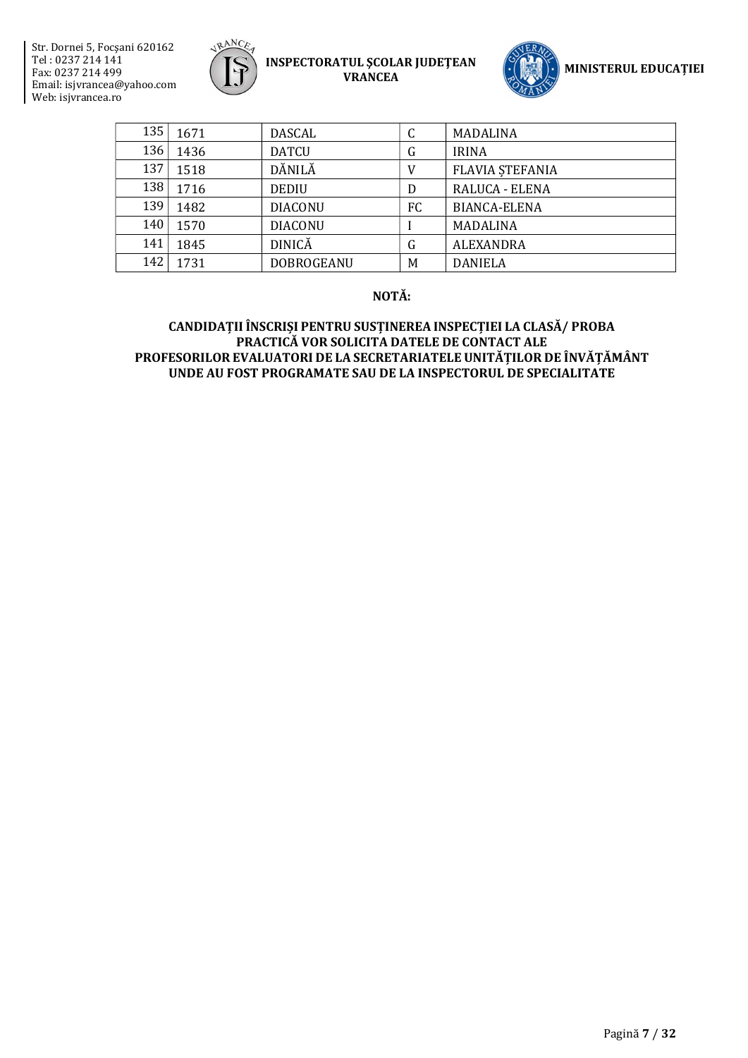| 135 | 1671 | DASCAL | C | MADALINA |
|---|---|---|---|---|
| 136 | 1436 | DATCU | G | IRINA |
| 137 | 1518 | DĂNILĂ | V | FLAVIA ȘTEFANIA |
| 138 | 1716 | DEDIU | D | RALUCA - ELENA |
| 139 | 1482 | DIACONU | FC | BIANCA-ELENA |
| 140 | 1570 | DIACONU | I | MADALINA |
| 141 | 1845 | DINICĂ | G | ALEXANDRA |
| 142 | 1731 | DOBROGEANU | M | DANIELA |

**NOTĂ:**

**CANDIDAȚII ÎNSCRIȘI PENTRU SUSȚINEREA INSPECȚIEI LA CLASĂ/ PROBA PRACTICĂ VOR SOLICITA DATELE DE CONTACT ALE PROFESORILOR EVALUATORI DE LA SECRETARIATELE UNITĂȚILOR DE ÎNVĂȚĂMÂNT UNDE AU FOST PROGRAMATE SAU DE LA INSPECTORUL DE SPECIALITATE**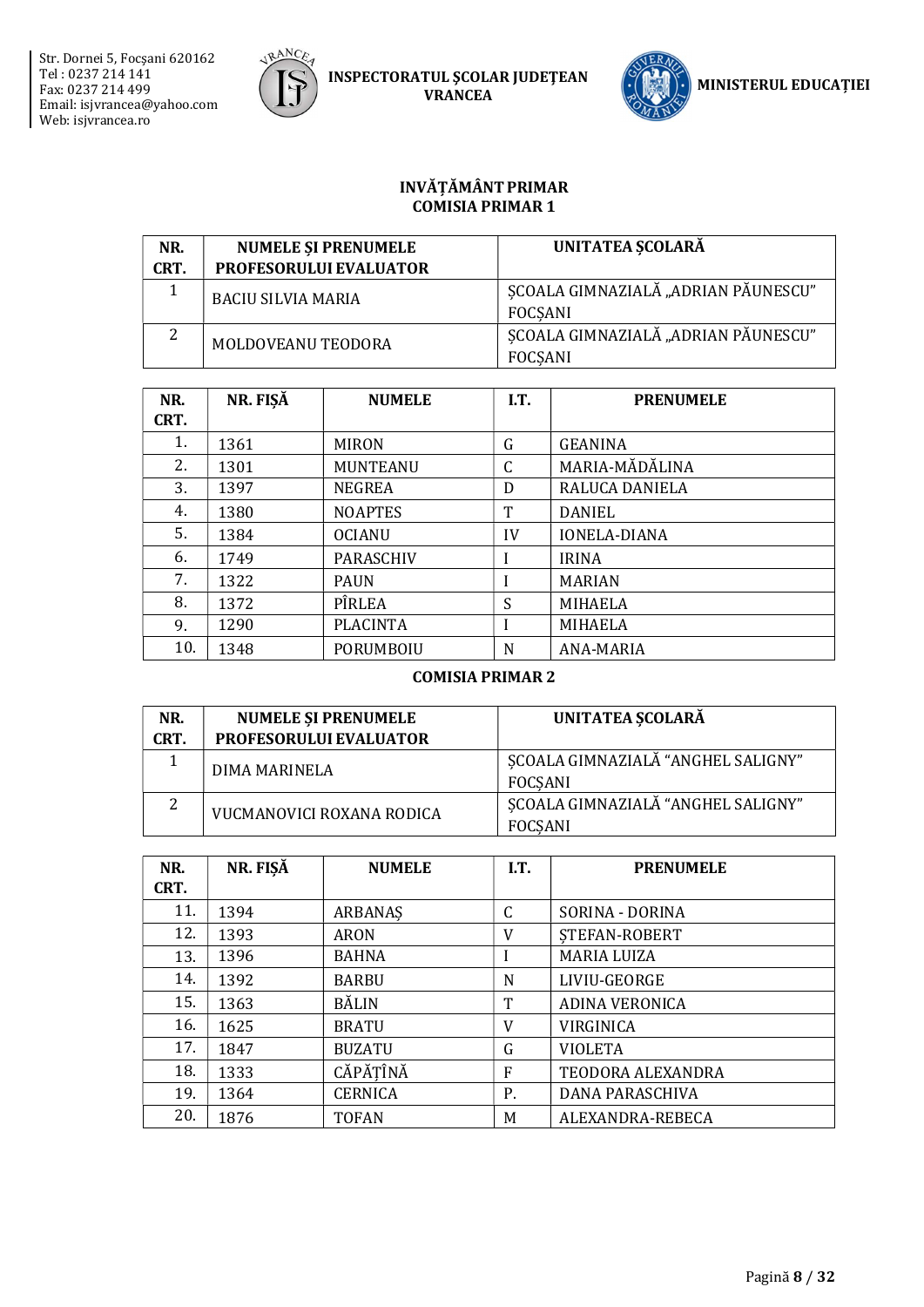## INVĂȚĂMÂNT PRIMAR

### COMISIA PRIMAR 1

| NR. CRT. | NUMELE ȘI PRENUMELE PROFESORULUI EVALUATOR | UNITATEA ȘCOLARĂ |
|---|---|---|
| 1 | BACIU SILVIA MARIA | ȘCOALA GIMNAZIALĂ „ADRIAN PĂUNESCU" FOCȘANI |
| 2 | MOLDOVEANU TEODORA | ȘCOALA GIMNAZIALĂ „ADRIAN PĂUNESCU" FOCȘANI |

| NR. CRT. | NR. FIȘĂ | NUMELE | I.T. | PRENUMELE |
|---|---|---|---|---|
| 1. | 1361 | MIRON | G | GEANINA |
| 2. | 1301 | MUNTEANU | C | MARIA-MĂDĂLINA |
| 3. | 1397 | NEGREA | D | RALUCA DANIELA |
| 4. | 1380 | NOAPTES | T | DANIEL |
| 5. | 1384 | OCIANU | IV | IONELA-DIANA |
| 6. | 1749 | PARASCHIV | I | IRINA |
| 7. | 1322 | PAUN | I | MARIAN |
| 8. | 1372 | PÎRLEA | S | MIHAELA |
| 9. | 1290 | PLACINTA | I | MIHAELA |
| 10. | 1348 | PORUMBOIU | N | ANA-MARIA |

### COMISIA PRIMAR 2

| NR. CRT. | NUMELE ȘI PRENUMELE PROFESORULUI EVALUATOR | UNITATEA ȘCOLARĂ |
|---|---|---|
| 1 | DIMA MARINELA | ȘCOALA GIMNAZIALĂ "ANGHEL SALIGNY" FOCȘANI |
| 2 | VUCMANOVICI ROXANA RODICA | ȘCOALA GIMNAZIALĂ "ANGHEL SALIGNY" FOCȘANI |

| NR. CRT. | NR. FIȘĂ | NUMELE | I.T. | PRENUMELE |
|---|---|---|---|---|
| 11. | 1394 | ARBANAȘ | C | SORINA - DORINA |
| 12. | 1393 | ARON | V | ȘTEFAN-ROBERT |
| 13. | 1396 | BAHNA | I | MARIA LUIZA |
| 14. | 1392 | BARBU | N | LIVIU-GEORGE |
| 15. | 1363 | BĂLIN | T | ADINA VERONICA |
| 16. | 1625 | BRATU | V | VIRGINICA |
| 17. | 1847 | BUZATU | G | VIOLETA |
| 18. | 1333 | CĂPĂȚÎNĂ | F | TEODORA ALEXANDRA |
| 19. | 1364 | CERNICA | P. | DANA PARASCHIVA |
| 20. | 1876 | TOFAN | M | ALEXANDRA-REBECA |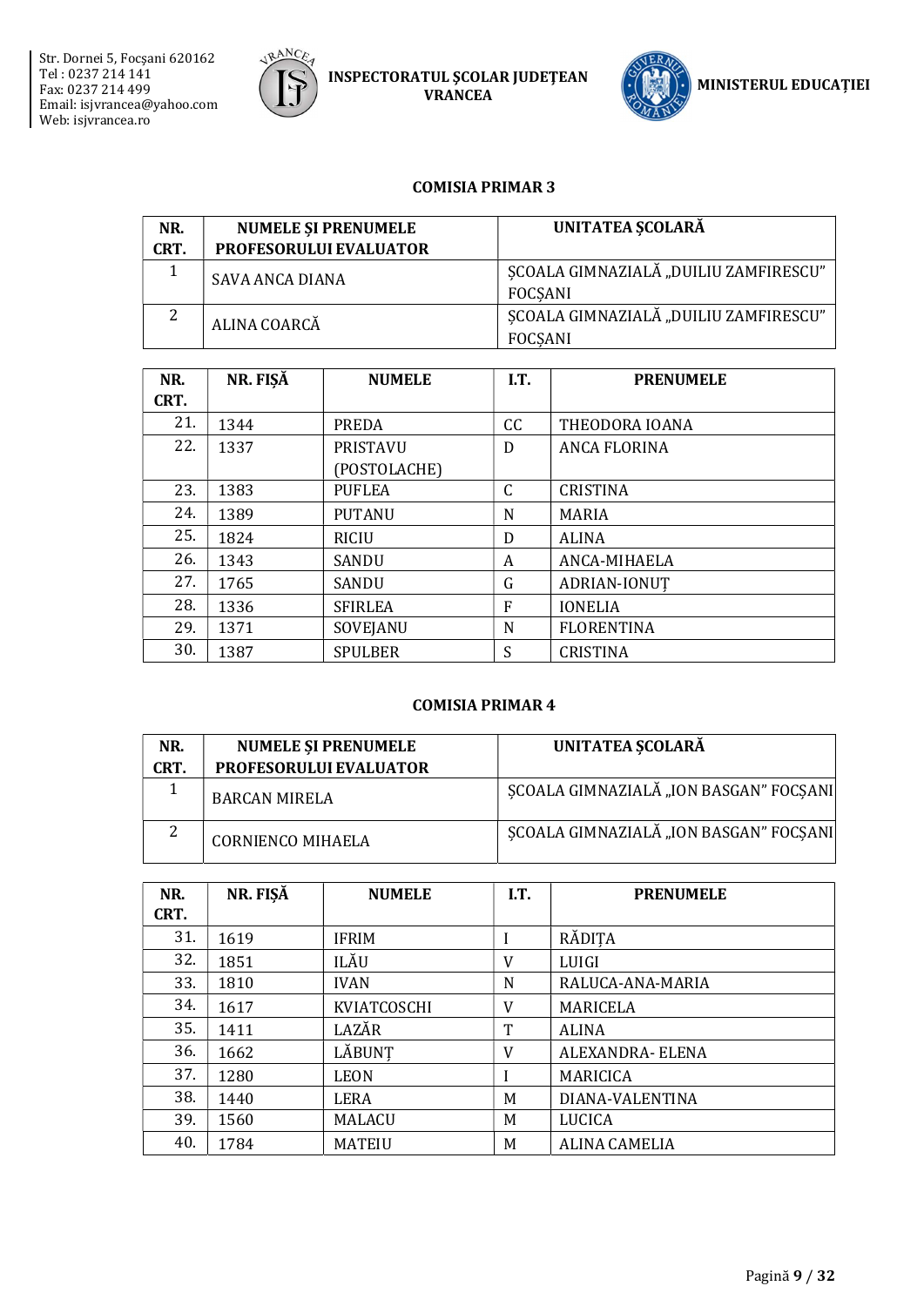## COMISIA PRIMAR 3

| NR. CRT. | NUMELE ȘI PRENUMELE PROFESORULUI EVALUATOR | UNITATEA ȘCOLARĂ |
|---|---|---|
| 1 | SAVA ANCA DIANA | ȘCOALA GIMNAZIALĂ „DUILIU ZAMFIRESCU" FOCȘANI |
| 2 | ALINA COARCĂ | ȘCOALA GIMNAZIALĂ „DUILIU ZAMFIRESCU" FOCȘANI |

| NR. CRT. | NR. FIȘĂ | NUMELE | I.T. | PRENUMELE |
|---|---|---|---|---|
| 21. | 1344 | PREDA | CC | THEODORA IOANA |
| 22. | 1337 | PRISTAVU (POSTOLACHE) | D | ANCA FLORINA |
| 23. | 1383 | PUFLEA | C | CRISTINA |
| 24. | 1389 | PUTANU | N | MARIA |
| 25. | 1824 | RICIU | D | ALINA |
| 26. | 1343 | SANDU | A | ANCA-MIHAELA |
| 27. | 1765 | SANDU | G | ADRIAN-IONUȚ |
| 28. | 1336 | SFIRLEA | F | IONELIA |
| 29. | 1371 | SOVEJANU | N | FLORENTINA |
| 30. | 1387 | SPULBER | S | CRISTINA |

## COMISIA PRIMAR 4

| NR. CRT. | NUMELE ȘI PRENUMELE PROFESORULUI EVALUATOR | UNITATEA ȘCOLARĂ |
|---|---|---|
| 1 | BARCAN MIRELA | ȘCOALA GIMNAZIALĂ „ION BASGAN" FOCȘANI |
| 2 | CORNIENCO MIHAELA | ȘCOALA GIMNAZIALĂ „ION BASGAN" FOCȘANI |

| NR. CRT. | NR. FIȘĂ | NUMELE | I.T. | PRENUMELE |
|---|---|---|---|---|
| 31. | 1619 | IFRIM | I | RĂDIȚA |
| 32. | 1851 | ILĂU | V | LUIGI |
| 33. | 1810 | IVAN | N | RALUCA-ANA-MARIA |
| 34. | 1617 | KVIATCOSCHI | V | MARICELA |
| 35. | 1411 | LAZĂR | T | ALINA |
| 36. | 1662 | LĂBUNȚ | V | ALEXANDRA- ELENA |
| 37. | 1280 | LEON | I | MARICICA |
| 38. | 1440 | LERA | M | DIANA-VALENTINA |
| 39. | 1560 | MALACU | M | LUCICA |
| 40. | 1784 | MATEIU | M | ALINA CAMELIA |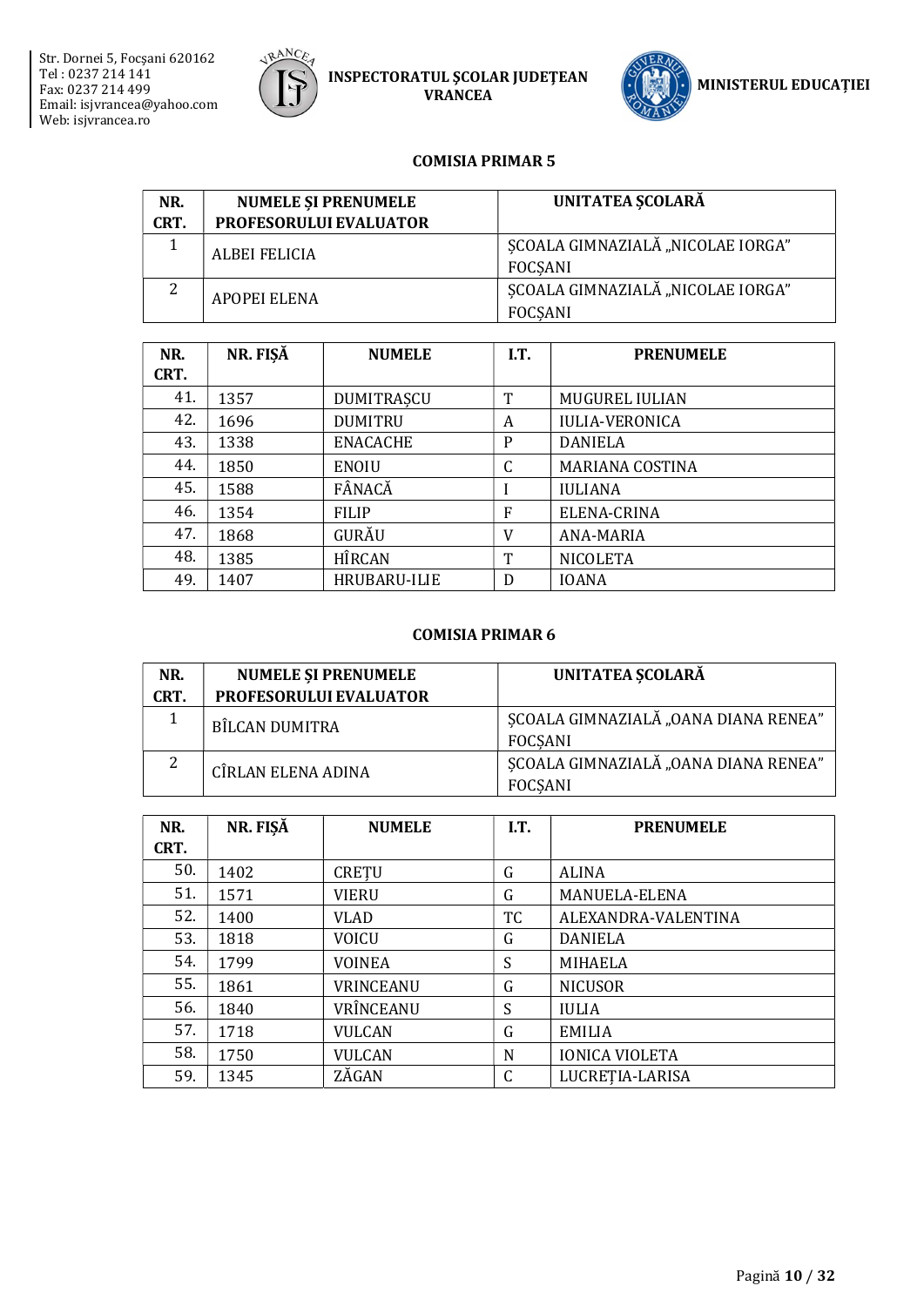### COMISIA PRIMAR 5

| NR. CRT. | NUMELE ȘI PRENUMELE PROFESORULUI EVALUATOR | UNITATEA ȘCOLARĂ |
|---|---|---|
| 1 | ALBEI FELICIA | ȘCOALA GIMNAZIALĂ „NICOLAE IORGA" FOCȘANI |
| 2 | APOPEI ELENA | ȘCOALA GIMNAZIALĂ „NICOLAE IORGA" FOCȘANI |

| NR. CRT. | NR. FIȘĂ | NUMELE | I.T. | PRENUMELE |
|---|---|---|---|---|
| 41. | 1357 | DUMITRAȘCU | T | MUGUREL IULIAN |
| 42. | 1696 | DUMITRU | A | IULIA-VERONICA |
| 43. | 1338 | ENACACHE | P | DANIELA |
| 44. | 1850 | ENOIU | C | MARIANA COSTINA |
| 45. | 1588 | FÂNACĂ | I | IULIANA |
| 46. | 1354 | FILIP | F | ELENA-CRINA |
| 47. | 1868 | GURĂU | V | ANA-MARIA |
| 48. | 1385 | HÎRCAN | T | NICOLETA |
| 49. | 1407 | HRUBARU-ILIE | D | IOANA |

### COMISIA PRIMAR 6

| NR. CRT. | NUMELE ȘI PRENUMELE PROFESORULUI EVALUATOR | UNITATEA ȘCOLARĂ |
|---|---|---|
| 1 | BÎLCAN DUMITRA | ȘCOALA GIMNAZIALĂ „OANA DIANA RENEA" FOCȘANI |
| 2 | CÎRLAN ELENA ADINA | ȘCOALA GIMNAZIALĂ „OANA DIANA RENEA" FOCȘANI |

| NR. CRT. | NR. FIȘĂ | NUMELE | I.T. | PRENUMELE |
|---|---|---|---|---|
| 50. | 1402 | CREȚU | G | ALINA |
| 51. | 1571 | VIERU | G | MANUELA-ELENA |
| 52. | 1400 | VLAD | TC | ALEXANDRA-VALENTINA |
| 53. | 1818 | VOICU | G | DANIELA |
| 54. | 1799 | VOINEA | S | MIHAELA |
| 55. | 1861 | VRINCEANU | G | NICUSOR |
| 56. | 1840 | VRÎNCEANU | S | IULIA |
| 57. | 1718 | VULCAN | G | EMILIA |
| 58. | 1750 | VULCAN | N | IONICA VIOLETA |
| 59. | 1345 | ZĂGAN | C | LUCREȚIA-LARISA |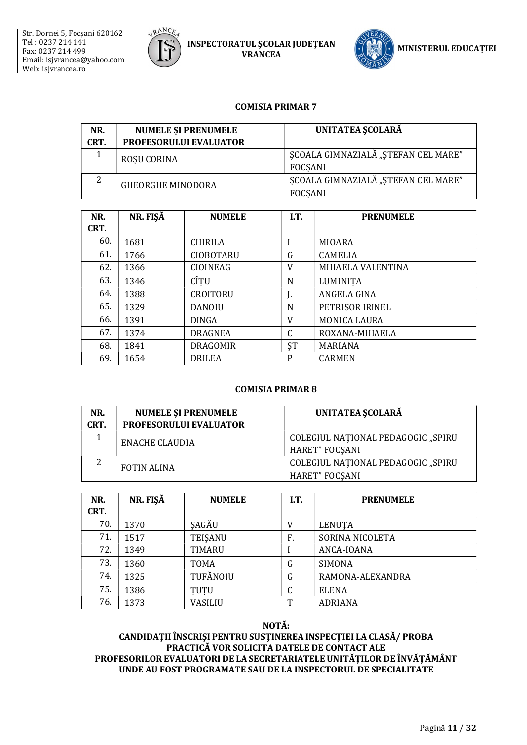### COMISIA PRIMAR 7

| NR. CRT. | NUMELE ȘI PRENUMELE PROFESORULUI EVALUATOR | UNITATEA ȘCOLARĂ |
|---|---|---|
| 1 | ROȘU CORINA | ȘCOALA GIMNAZIALĂ „ȘTEFAN CEL MARE" FOCȘANI |
| 2 | GHEORGHE MINODORA | ȘCOALA GIMNAZIALĂ „ȘTEFAN CEL MARE" FOCȘANI |

| NR. CRT. | NR. FIȘĂ | NUMELE | I.T. | PRENUMELE |
|---|---|---|---|---|
| 60. | 1681 | CHIRILA | I | MIOARA |
| 61. | 1766 | CIOBOTARU | G | CAMELIA |
| 62. | 1366 | CIOINEAG | V | MIHAELA VALENTINA |
| 63. | 1346 | CÎȚU | N | LUMINIȚA |
| 64. | 1388 | CROITORU | J. | ANGELA GINA |
| 65. | 1329 | DANOIU | N | PETRISOR IRINEL |
| 66. | 1391 | DINGA | V | MONICA LAURA |
| 67. | 1374 | DRAGNEA | C | ROXANA-MIHAELA |
| 68. | 1841 | DRAGOMIR | ȘT | MARIANA |
| 69. | 1654 | DRILEA | P | CARMEN |

### COMISIA PRIMAR 8

| NR. CRT. | NUMELE ȘI PRENUMELE PROFESORULUI EVALUATOR | UNITATEA ȘCOLARĂ |
|---|---|---|
| 1 | ENACHE CLAUDIA | COLEGIUL NAȚIONAL PEDAGOGIC „SPIRU HARET" FOCȘANI |
| 2 | FOTIN ALINA | COLEGIUL NAȚIONAL PEDAGOGIC „SPIRU HARET" FOCȘANI |

| NR. CRT. | NR. FIȘĂ | NUMELE | I.T. | PRENUMELE |
|---|---|---|---|---|
| 70. | 1370 | ȘAGĂU | V | LENUȚA |
| 71. | 1517 | TEIȘANU | F. | SORINA NICOLETA |
| 72. | 1349 | TIMARU | I | ANCA-IOANA |
| 73. | 1360 | TOMA | G | SIMONA |
| 74. | 1325 | TUFĂNOIU | G | RAMONA-ALEXANDRA |
| 75. | 1386 | ȚUȚU | C | ELENA |
| 76. | 1373 | VASILIU | T | ADRIANA |

**NOTĂ:**
**CANDIDAȚII ÎNSCRIȘI PENTRU SUSȚINEREA INSPECȚIEI LA CLASĂ/ PROBA PRACTICĂ VOR SOLICITA DATELE DE CONTACT ALE PROFESORILOR EVALUATORI DE LA SECRETARIATELE UNITĂȚILOR DE ÎNVĂȚĂMÂNT UNDE AU FOST PROGRAMATE SAU DE LA INSPECTORUL DE SPECIALITATE**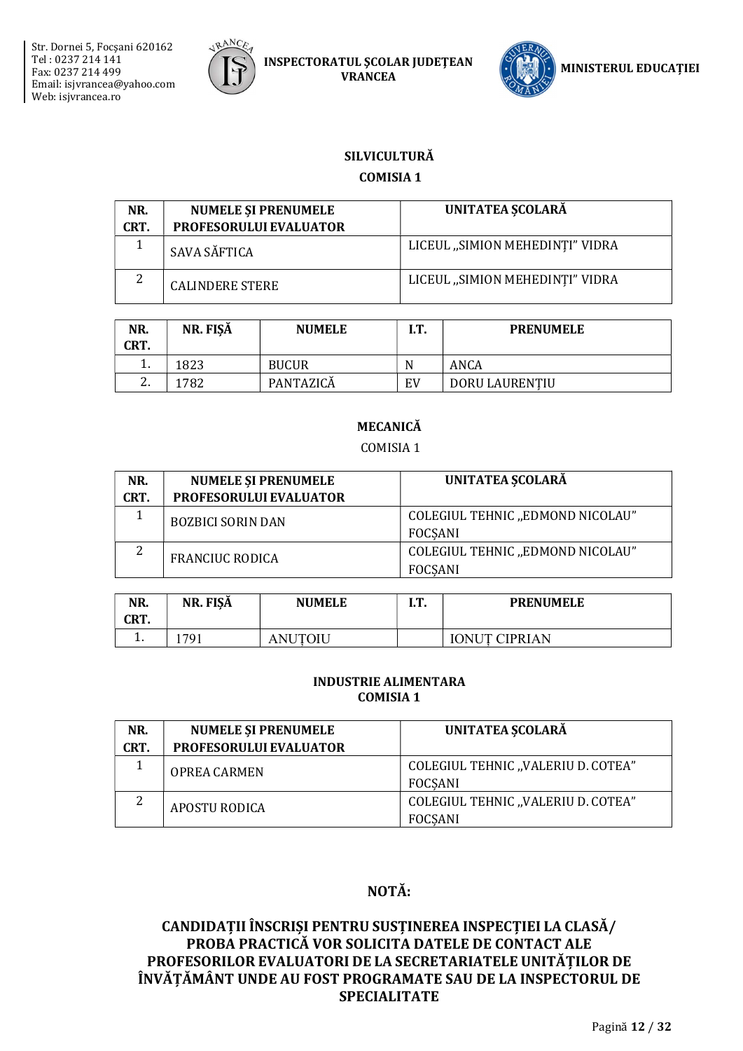## SILVICULTURĂ

**COMISIA 1**

| NR. CRT. | NUMELE ȘI PRENUMELE PROFESORULUI EVALUATOR | UNITATEA ȘCOLARĂ |
|---|---|---|
| 1 | SAVA SĂFTICA | LICEUL ,,SIMION MEHEDINȚI" VIDRA |
| 2 | CALINDERE STERE | LICEUL ,,SIMION MEHEDINȚI" VIDRA |

| NR. CRT. | NR. FIȘĂ | NUMELE | I.T. | PRENUMELE |
|---|---|---|---|---|
| 1. | 1823 | BUCUR | N | ANCA |
| 2. | 1782 | PANTAZICĂ | EV | DORU LAURENȚIU |

## MECANICĂ

COMISIA 1

| NR. CRT. | NUMELE ȘI PRENUMELE PROFESORULUI EVALUATOR | UNITATEA ȘCOLARĂ |
|---|---|---|
| 1 | BOZBICI SORIN DAN | COLEGIUL TEHNIC ,,EDMOND NICOLAU" FOCȘANI |
| 2 | FRANCIUC RODICA | COLEGIUL TEHNIC ,,EDMOND NICOLAU" FOCȘANI |

| NR. CRT. | NR. FIȘĂ | NUMELE | I.T. | PRENUMELE |
|---|---|---|---|---|
| 1. | 1791 | ANUȚOIU | | IONUȚ CIPRIAN |

## INDUSTRIE ALIMENTARA

**COMISIA 1**

| NR. CRT. | NUMELE ȘI PRENUMELE PROFESORULUI EVALUATOR | UNITATEA ȘCOLARĂ |
|---|---|---|
| 1 | OPREA CARMEN | COLEGIUL TEHNIC ,,VALERIU D. COTEA" FOCȘANI |
| 2 | APOSTU RODICA | COLEGIUL TEHNIC ,,VALERIU D. COTEA" FOCȘANI |

## NOTĂ:

**CANDIDAȚII ÎNSCRIȘI PENTRU SUSȚINEREA INSPECȚIEI LA CLASĂ/ PROBA PRACTICĂ VOR SOLICITA DATELE DE CONTACT ALE PROFESORILOR EVALUATORI DE LA SECRETARIATELE UNITĂȚILOR DE ÎNVĂȚĂMÂNT UNDE AU FOST PROGRAMATE SAU DE LA INSPECTORUL DE SPECIALITATE**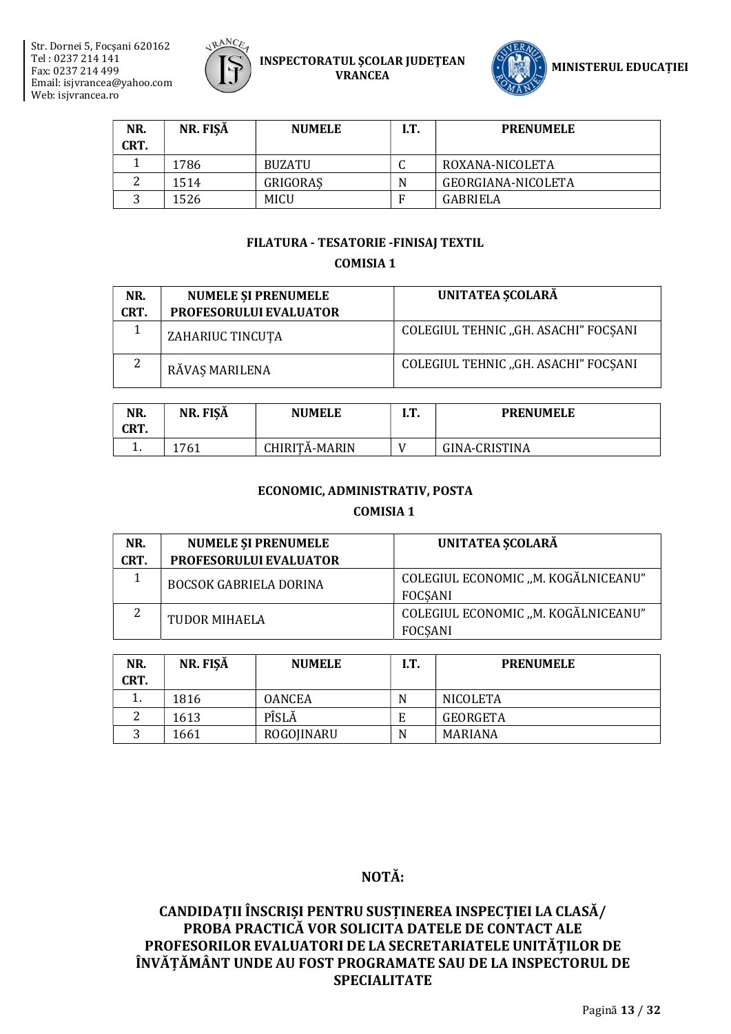| NR. CRT. | NR. FIȘĂ | NUMELE | I.T. | PRENUMELE |
|---|---|---|---|---|
| 1 | 1786 | BUZATU | C | ROXANA-NICOLETA |
| 2 | 1514 | GRIGORAȘ | N | GEORGIANA-NICOLETA |
| 3 | 1526 | MICU | F | GABRIELA |

## FILATURA - TESATORIE -FINISAJ TEXTIL

### COMISIA 1

| NR. CRT. | NUMELE ȘI PRENUMELE PROFESORULUI EVALUATOR | UNITATEA ȘCOLARĂ |
|---|---|---|
| 1 | ZAHARIUC TINCUȚA | COLEGIUL TEHNIC „GH. ASACHI" FOCȘANI |
| 2 | RĂVAȘ MARILENA | COLEGIUL TEHNIC „GH. ASACHI" FOCȘANI |

| NR. CRT. | NR. FIȘĂ | NUMELE | I.T. | PRENUMELE |
|---|---|---|---|---|
| 1. | 1761 | CHIRIȚĂ-MARIN | V | GINA-CRISTINA |

## ECONOMIC, ADMINISTRATIV, POSTA

### COMISIA 1

| NR. CRT. | NUMELE ȘI PRENUMELE PROFESORULUI EVALUATOR | UNITATEA ȘCOLARĂ |
|---|---|---|
| 1 | BOCSOK GABRIELA DORINA | COLEGIUL ECONOMIC „M. KOGĂLNICEANU" FOCȘANI |
| 2 | TUDOR MIHAELA | COLEGIUL ECONOMIC „M. KOGĂLNICEANU" FOCȘANI |

| NR. CRT. | NR. FIȘĂ | NUMELE | I.T. | PRENUMELE |
|---|---|---|---|---|
| 1. | 1816 | OANCEA | N | NICOLETA |
| 2 | 1613 | PÎSLĂ | E | GEORGETA |
| 3 | 1661 | ROGOJINARU | N | MARIANA |

**NOTĂ:**

**CANDIDAȚII ÎNSCRIȘI PENTRU SUSȚINEREA INSPECȚIEI LA CLASĂ/ PROBA PRACTICĂ VOR SOLICITA DATELE DE CONTACT ALE PROFESORILOR EVALUATORI DE LA SECRETARIATELE UNITĂȚILOR DE ÎNVĂȚĂMÂNT UNDE AU FOST PROGRAMATE SAU DE LA INSPECTORUL DE SPECIALITATE**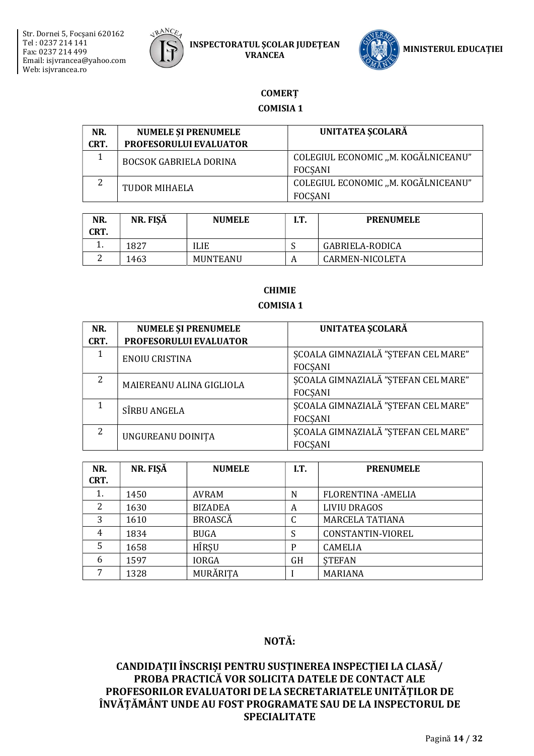## COMERȚ

### COMISIA 1

| NR. CRT. | NUMELE ŞI PRENUMELE PROFESORULUI EVALUATOR | UNITATEA ŞCOLARĂ |
|---|---|---|
| 1 | BOCSOK GABRIELA DORINA | COLEGIUL ECONOMIC „M. KOGĂLNICEANU" FOCȘANI |
| 2 | TUDOR MIHAELA | COLEGIUL ECONOMIC „M. KOGĂLNICEANU" FOCȘANI |

| NR. CRT. | NR. FIȘĂ | NUMELE | I.T. | PRENUMELE |
|---|---|---|---|---|
| 1. | 1827 | ILIE | S | GABRIELA-RODICA |
| 2 | 1463 | MUNTEANU | A | CARMEN-NICOLETA |

## CHIMIE

### COMISIA 1

| NR. CRT. | NUMELE ŞI PRENUMELE PROFESORULUI EVALUATOR | UNITATEA ŞCOLARĂ |
|---|---|---|
| 1 | ENOIU CRISTINA | ȘCOALA GIMNAZIALĂ "ȘTEFAN CEL MARE" FOCȘANI |
| 2 | MAIEREANU ALINA GIGLIOLA | ȘCOALA GIMNAZIALĂ "ȘTEFAN CEL MARE" FOCȘANI |
| 1 | SÎRBU ANGELA | ȘCOALA GIMNAZIALĂ "ȘTEFAN CEL MARE" FOCȘANI |
| 2 | UNGUREANU DOINIȚA | ȘCOALA GIMNAZIALĂ "ȘTEFAN CEL MARE" FOCȘANI |

| NR. CRT. | NR. FIȘĂ | NUMELE | I.T. | PRENUMELE |
|---|---|---|---|---|
| 1. | 1450 | AVRAM | N | FLORENTINA -AMELIA |
| 2 | 1630 | BIZADEA | A | LIVIU DRAGOS |
| 3 | 1610 | BROASCĂ | C | MARCELA TATIANA |
| 4 | 1834 | BUGA | S | CONSTANTIN-VIOREL |
| 5 | 1658 | HÎRȘU | P | CAMELIA |
| 6 | 1597 | IORGA | GH | ȘTEFAN |
| 7 | 1328 | MURĂRIȚA | I | MARIANA |

**NOTĂ:**

**CANDIDAȚII ÎNSCRIȘI PENTRU SUSȚINEREA INSPECȚIEI LA CLASĂ/ PROBA PRACTICĂ VOR SOLICITA DATELE DE CONTACT ALE PROFESORILOR EVALUATORI DE LA SECRETARIATELE UNITĂȚILOR DE ÎNVĂȚĂMÂNT UNDE AU FOST PROGRAMATE SAU DE LA INSPECTORUL DE SPECIALITATE**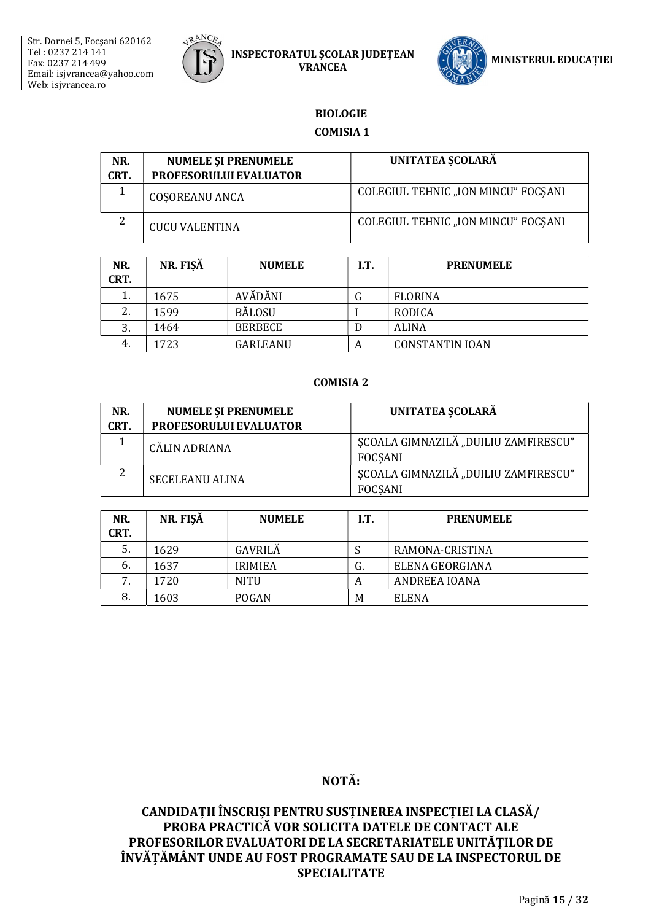## BIOLOGIE

### COMISIA 1

| NR. CRT. | NUMELE ȘI PRENUMELE PROFESORULUI EVALUATOR | UNITATEA ȘCOLARĂ |
|---|---|---|
| 1 | COȘOREANU ANCA | COLEGIUL TEHNIC „ION MINCU" FOCȘANI |
| 2 | CUCU VALENTINA | COLEGIUL TEHNIC „ION MINCU" FOCȘANI |

| NR. CRT. | NR. FIȘĂ | NUMELE | I.T. | PRENUMELE |
|---|---|---|---|---|
| 1. | 1675 | AVĂDĂNI | G | FLORINA |
| 2. | 1599 | BĂLOSU | I | RODICA |
| 3. | 1464 | BERBECE | D | ALINA |
| 4. | 1723 | GARLEANU | A | CONSTANTIN IOAN |

### COMISIA 2

| NR. CRT. | NUMELE ȘI PRENUMELE PROFESORULUI EVALUATOR | UNITATEA ȘCOLARĂ |
|---|---|---|
| 1 | CĂLIN ADRIANA | ȘCOALA GIMNAZILĂ „DUILIU ZAMFIRESCU" FOCȘANI |
| 2 | SECELEANU ALINA | ȘCOALA GIMNAZILĂ „DUILIU ZAMFIRESCU" FOCȘANI |

| NR. CRT. | NR. FIȘĂ | NUMELE | I.T. | PRENUMELE |
|---|---|---|---|---|
| 5. | 1629 | GAVRILĂ | S | RAMONA-CRISTINA |
| 6. | 1637 | IRIMIEA | G. | ELENA GEORGIANA |
| 7. | 1720 | NITU | A | ANDREEA IOANA |
| 8. | 1603 | POGAN | M | ELENA |

**NOTĂ:**

**CANDIDAȚII ÎNSCRIȘI PENTRU SUSȚINEREA INSPECȚIEI LA CLASĂ/ PROBA PRACTICĂ VOR SOLICITA DATELE DE CONTACT ALE PROFESORILOR EVALUATORI DE LA SECRETARIATELE UNITĂȚILOR DE ÎNVĂȚĂMÂNT UNDE AU FOST PROGRAMATE SAU DE LA INSPECTORUL DE SPECIALITATE**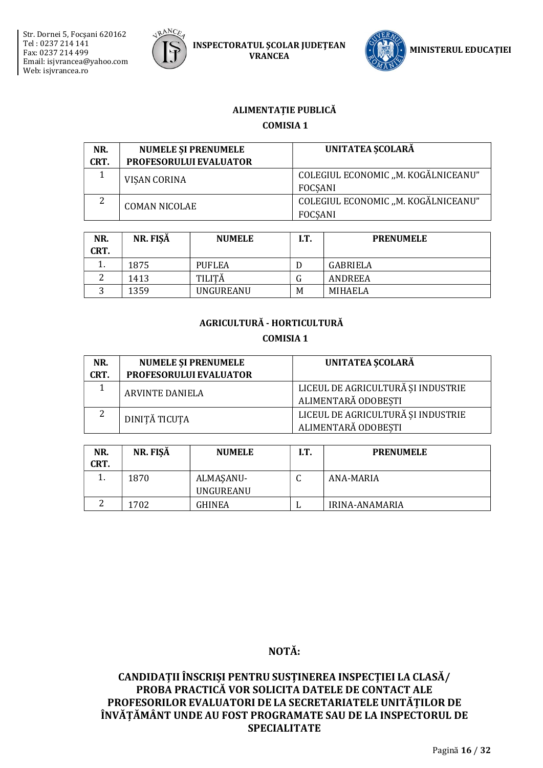## ALIMENTAȚIE PUBLICĂ

### COMISIA 1

| NR. CRT. | NUMELE ȘI PRENUMELE PROFESORULUI EVALUATOR | UNITATEA ȘCOLARĂ |
|---|---|---|
| 1 | VIȘAN CORINA | COLEGIUL ECONOMIC „M. KOGĂLNICEANU" FOCȘANI |
| 2 | COMAN NICOLAE | COLEGIUL ECONOMIC „M. KOGĂLNICEANU" FOCȘANI |

| NR. CRT. | NR. FIȘĂ | NUMELE | I.T. | PRENUMELE |
|---|---|---|---|---|
| 1. | 1875 | PUFLEA | D | GABRIELA |
| 2 | 1413 | TILIȚĂ | G | ANDREEA |
| 3 | 1359 | UNGUREANU | M | MIHAELA |

## AGRICULTURĂ - HORTICULTURĂ

### COMISIA 1

| NR. CRT. | NUMELE ȘI PRENUMELE PROFESORULUI EVALUATOR | UNITATEA ȘCOLARĂ |
|---|---|---|
| 1 | ARVINTE DANIELA | LICEUL DE AGRICULTURĂ ȘI INDUSTRIE ALIMENTARĂ ODOBEȘTI |
| 2 | DINIȚĂ TICUȚA | LICEUL DE AGRICULTURĂ ȘI INDUSTRIE ALIMENTARĂ ODOBEȘTI |

| NR. CRT. | NR. FIȘĂ | NUMELE | I.T. | PRENUMELE |
|---|---|---|---|---|
| 1. | 1870 | ALMAȘANU-UNGUREANU | C | ANA-MARIA |
| 2 | 1702 | GHINEA | L | IRINA-ANAMARIA |

**NOTĂ:**

**CANDIDAȚII ÎNSCRIȘI PENTRU SUSȚINEREA INSPECȚIEI LA CLASĂ/ PROBA PRACTICĂ VOR SOLICITA DATELE DE CONTACT ALE PROFESORILOR EVALUATORI DE LA SECRETARIATELE UNITĂȚILOR DE ÎNVĂȚĂMÂNT UNDE AU FOST PROGRAMATE SAU DE LA INSPECTORUL DE SPECIALITATE**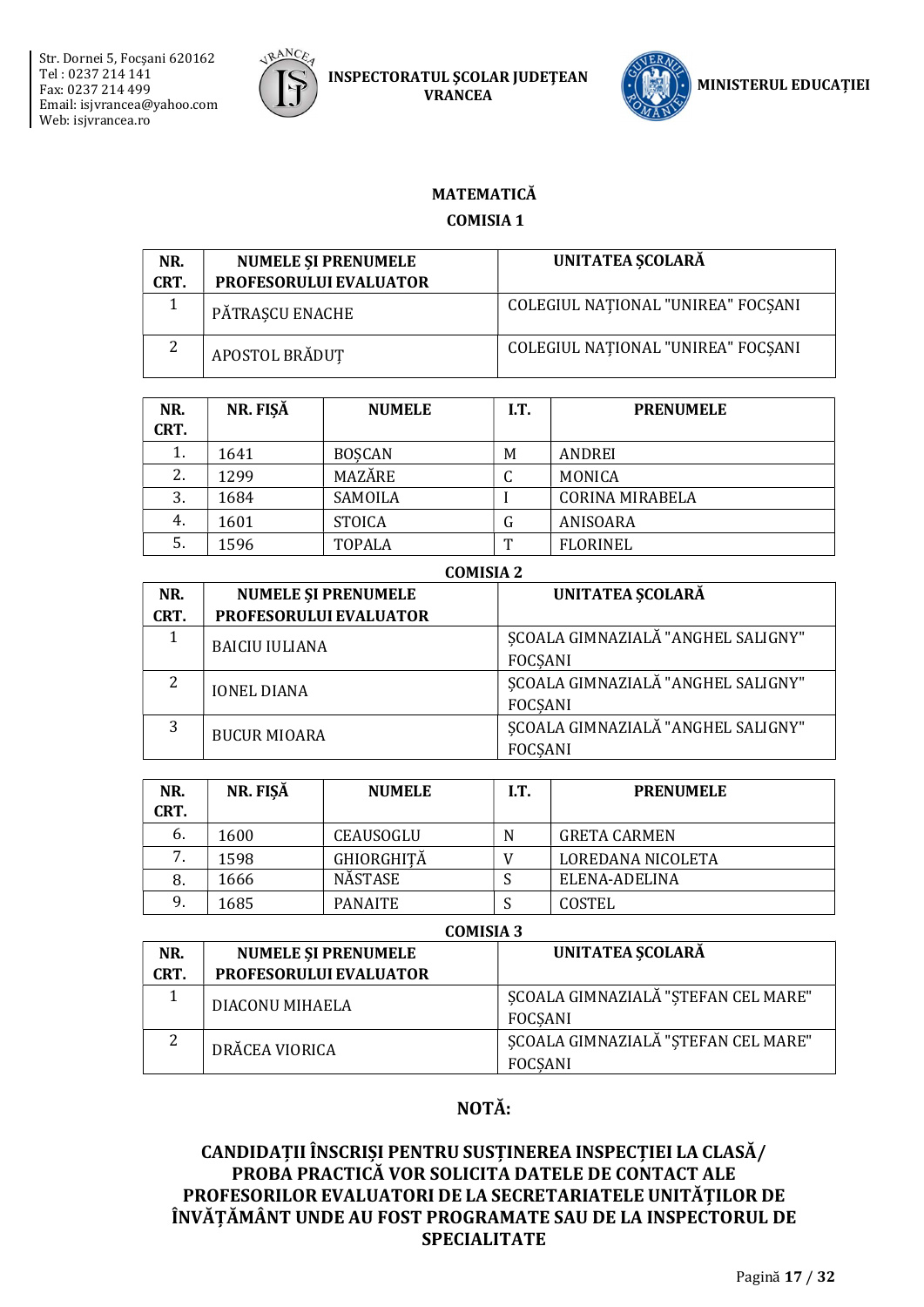## MATEMATICĂ

### COMISIA 1

| NR. CRT. | NUMELE ȘI PRENUMELE PROFESORULUI EVALUATOR | UNITATEA ȘCOLARĂ |
|---|---|---|
| 1 | PĂTRAȘCU ENACHE | COLEGIUL NAȚIONAL "UNIREA" FOCȘANI |
| 2 | APOSTOL BRĂDUȚ | COLEGIUL NAȚIONAL "UNIREA" FOCȘANI |

| NR. CRT. | NR. FIȘĂ | NUMELE | I.T. | PRENUMELE |
|---|---|---|---|---|
| 1. | 1641 | BOȘCAN | M | ANDREI |
| 2. | 1299 | MAZĂRE | C | MONICA |
| 3. | 1684 | SAMOILA | I | CORINA MIRABELA |
| 4. | 1601 | STOICA | G | ANISOARA |
| 5. | 1596 | TOPALA | T | FLORINEL |

### COMISIA 2

| NR. CRT. | NUMELE ȘI PRENUMELE PROFESORULUI EVALUATOR | UNITATEA ȘCOLARĂ |
|---|---|---|
| 1 | BAICIU IULIANA | ȘCOALA GIMNAZIALĂ "ANGHEL SALIGNY" FOCȘANI |
| 2 | IONEL DIANA | ȘCOALA GIMNAZIALĂ "ANGHEL SALIGNY" FOCȘANI |
| 3 | BUCUR MIOARA | ȘCOALA GIMNAZIALĂ "ANGHEL SALIGNY" FOCȘANI |

| NR. CRT. | NR. FIȘĂ | NUMELE | I.T. | PRENUMELE |
|---|---|---|---|---|
| 6. | 1600 | CEAUSOGLU | N | GRETA CARMEN |
| 7. | 1598 | GHIORGHIȚĂ | V | LOREDANA NICOLETA |
| 8. | 1666 | NĂSTASE | S | ELENA-ADELINA |
| 9. | 1685 | PANAITE | S | COSTEL |

### COMISIA 3

| NR. CRT. | NUMELE ȘI PRENUMELE PROFESORULUI EVALUATOR | UNITATEA ȘCOLARĂ |
|---|---|---|
| 1 | DIACONU MIHAELA | ȘCOALA GIMNAZIALĂ "ȘTEFAN CEL MARE" FOCȘANI |
| 2 | DRĂCEA VIORICA | ȘCOALA GIMNAZIALĂ "ȘTEFAN CEL MARE" FOCȘANI |

## NOTĂ:

**CANDIDAȚII ÎNSCRIȘI PENTRU SUSȚINEREA INSPECȚIEI LA CLASĂ/ PROBA PRACTICĂ VOR SOLICITA DATELE DE CONTACT ALE PROFESORILOR EVALUATORI DE LA SECRETARIATELE UNITĂȚILOR DE ÎNVĂȚĂMÂNT UNDE AU FOST PROGRAMATE SAU DE LA INSPECTORUL DE SPECIALITATE**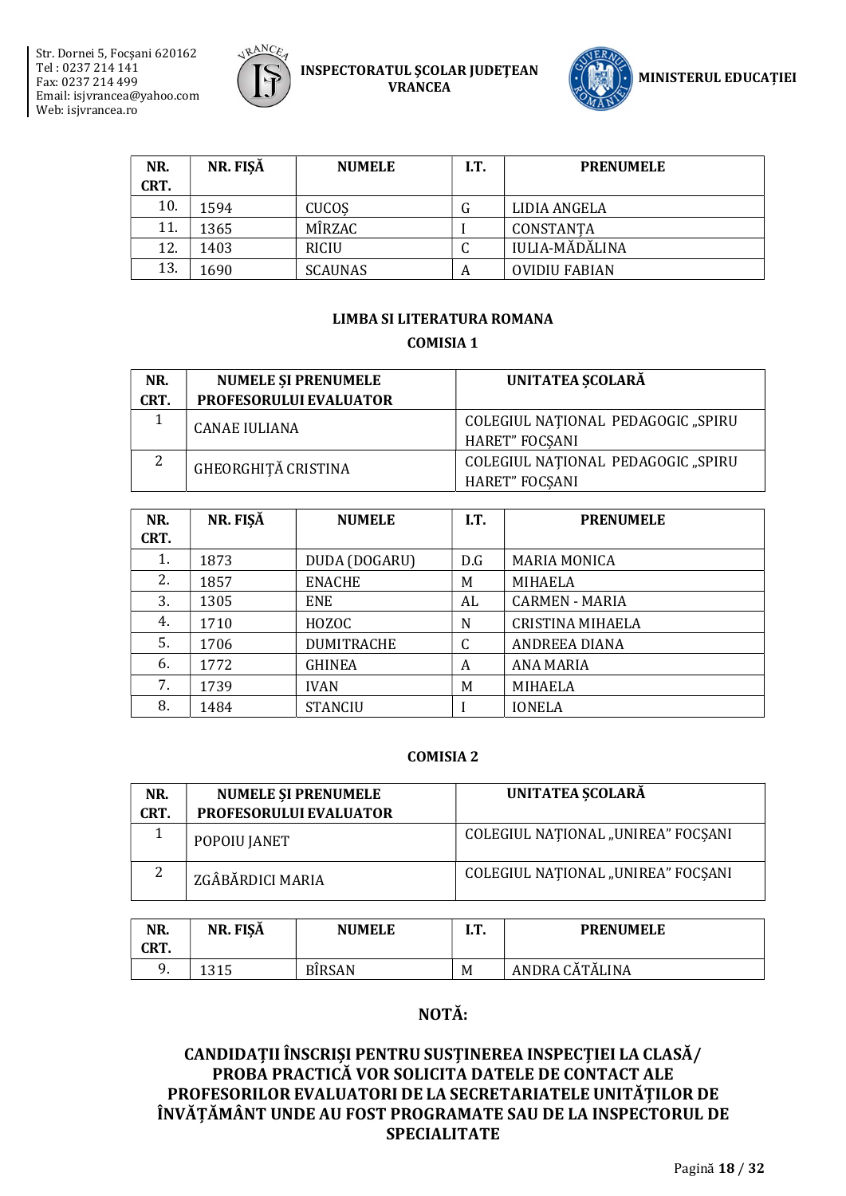| NR. CRT. | NR. FIȘĂ | NUMELE | I.T. | PRENUMELE |
|---|---|---|---|---|
| 10. | 1594 | CUCOȘ | G | LIDIA ANGELA |
| 11. | 1365 | MÎRZAC | I | CONSTANȚA |
| 12. | 1403 | RICIU | C | IULIA-MĂDĂLINA |
| 13. | 1690 | SCAUNAS | A | OVIDIU FABIAN |

## LIMBA SI LITERATURA ROMANA

### COMISIA 1

| NR. CRT. | NUMELE ȘI PRENUMELE PROFESORULUI EVALUATOR | UNITATEA ȘCOLARĂ |
|---|---|---|
| 1 | CANAE IULIANA | COLEGIUL NAȚIONAL PEDAGOGIC „SPIRU HARET” FOCȘANI |
| 2 | GHEORGHIȚĂ CRISTINA | COLEGIUL NAȚIONAL PEDAGOGIC „SPIRU HARET” FOCȘANI |

| NR. CRT. | NR. FIȘĂ | NUMELE | I.T. | PRENUMELE |
|---|---|---|---|---|
| 1. | 1873 | DUDA (DOGARU) | D.G | MARIA MONICA |
| 2. | 1857 | ENACHE | M | MIHAELA |
| 3. | 1305 | ENE | AL | CARMEN - MARIA |
| 4. | 1710 | HOZOC | N | CRISTINA MIHAELA |
| 5. | 1706 | DUMITRACHE | C | ANDREEA DIANA |
| 6. | 1772 | GHINEA | A | ANA MARIA |
| 7. | 1739 | IVAN | M | MIHAELA |
| 8. | 1484 | STANCIU | I | IONELA |

### COMISIA 2

| NR. CRT. | NUMELE ȘI PRENUMELE PROFESORULUI EVALUATOR | UNITATEA ȘCOLARĂ |
|---|---|---|
| 1 | POPOIU JANET | COLEGIUL NAȚIONAL „UNIREA” FOCȘANI |
| 2 | ZGÂBĂRDICI MARIA | COLEGIUL NAȚIONAL „UNIREA” FOCȘANI |

| NR. CRT. | NR. FIȘĂ | NUMELE | I.T. | PRENUMELE |
|---|---|---|---|---|
| 9. | 1315 | BÎRSAN | M | ANDRA CĂTĂLINA |

## NOTĂ:

**CANDIDAȚII ÎNSCRIȘI PENTRU SUSȚINEREA INSPECȚIEI LA CLASĂ/ PROBA PRACTICĂ VOR SOLICITA DATELE DE CONTACT ALE PROFESORILOR EVALUATORI DE LA SECRETARIATELE UNITĂȚILOR DE ÎNVĂȚĂMÂNT UNDE AU FOST PROGRAMATE SAU DE LA INSPECTORUL DE SPECIALITATE**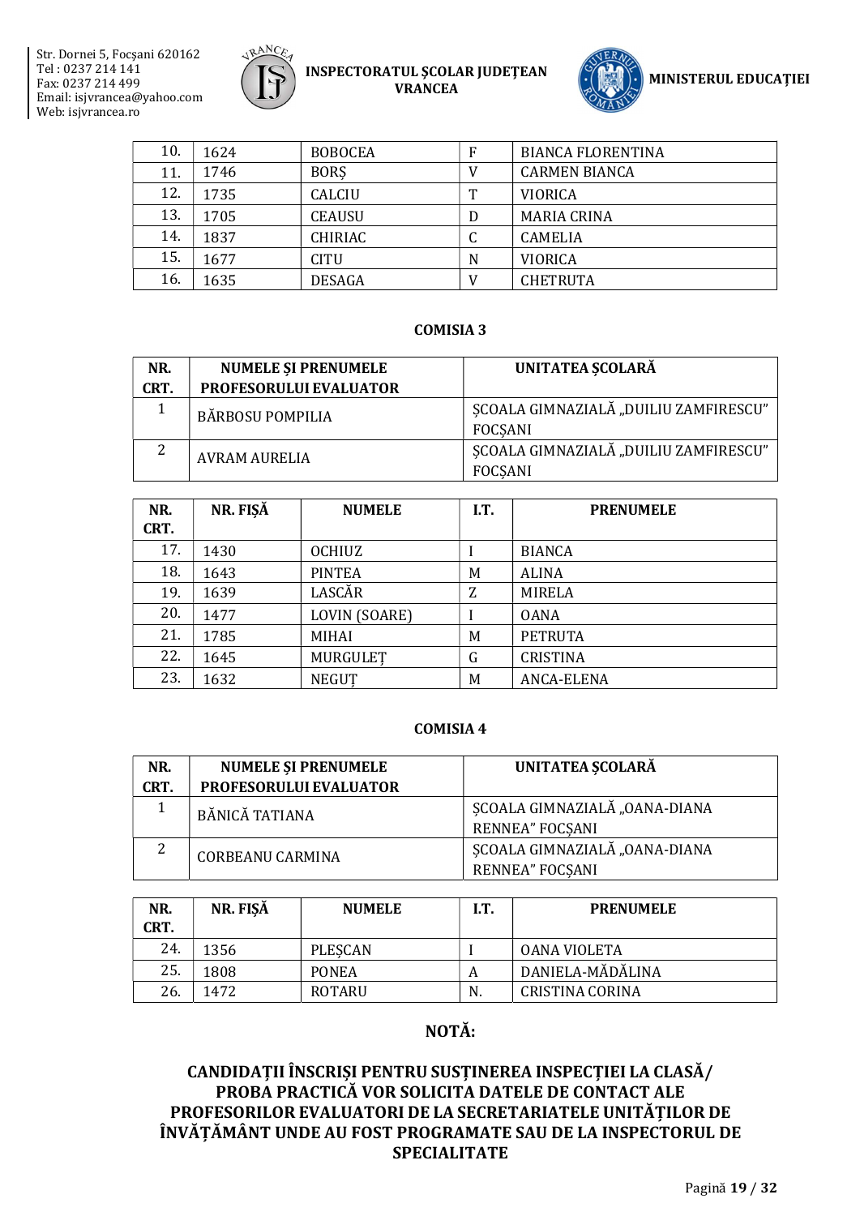| NR. CRT. | NR. FIȘĂ | NUMELE | I.T. | PRENUMELE |
|---|---|---|---|---|
| 10. | 1624 | BOBOCEA | F | BIANCA FLORENTINA |
| 11. | 1746 | BORȘ | V | CARMEN BIANCA |
| 12. | 1735 | CALCIU | T | VIORICA |
| 13. | 1705 | CEAUSU | D | MARIA CRINA |
| 14. | 1837 | CHIRIAC | C | CAMELIA |
| 15. | 1677 | CITU | N | VIORICA |
| 16. | 1635 | DESAGA | V | CHETRUTA |

### COMISIA 3

| NR. CRT. | NUMELE ȘI PRENUMELE PROFESORULUI EVALUATOR | UNITATEA ȘCOLARĂ |
|---|---|---|
| 1 | BĂRBOSU POMPILIA | ȘCOALA GIMNAZIALĂ „DUILIU ZAMFIRESCU" FOCȘANI |
| 2 | AVRAM AURELIA | ȘCOALA GIMNAZIALĂ „DUILIU ZAMFIRESCU" FOCȘANI |

| NR. CRT. | NR. FIȘĂ | NUMELE | I.T. | PRENUMELE |
|---|---|---|---|---|
| 17. | 1430 | OCHIUZ | I | BIANCA |
| 18. | 1643 | PINTEA | M | ALINA |
| 19. | 1639 | LASCĂR | Z | MIRELA |
| 20. | 1477 | LOVIN (SOARE) | I | OANA |
| 21. | 1785 | MIHAI | M | PETRUTA |
| 22. | 1645 | MURGULEȚ | G | CRISTINA |
| 23. | 1632 | NEGUȚ | M | ANCA-ELENA |

### COMISIA 4

| NR. CRT. | NUMELE ȘI PRENUMELE PROFESORULUI EVALUATOR | UNITATEA ȘCOLARĂ |
|---|---|---|
| 1 | BĂNICĂ TATIANA | ȘCOALA GIMNAZIALĂ „OANA-DIANA RENNEA" FOCȘANI |
| 2 | CORBEANU CARMINA | ȘCOALA GIMNAZIALĂ „OANA-DIANA RENNEA" FOCȘANI |

| NR. CRT. | NR. FIȘĂ | NUMELE | I.T. | PRENUMELE |
|---|---|---|---|---|
| 24. | 1356 | PLEȘCAN | I | OANA VIOLETA |
| 25. | 1808 | PONEA | A | DANIELA-MĂDĂLINA |
| 26. | 1472 | ROTARU | N. | CRISTINA CORINA |

## NOTĂ:

**CANDIDAȚII ÎNSCRIȘI PENTRU SUSȚINEREA INSPECȚIEI LA CLASĂ/ PROBA PRACTICĂ VOR SOLICITA DATELE DE CONTACT ALE PROFESORILOR EVALUATORI DE LA SECRETARIATELE UNITĂȚILOR DE ÎNVĂȚĂMÂNT UNDE AU FOST PROGRAMATE SAU DE LA INSPECTORUL DE SPECIALITATE**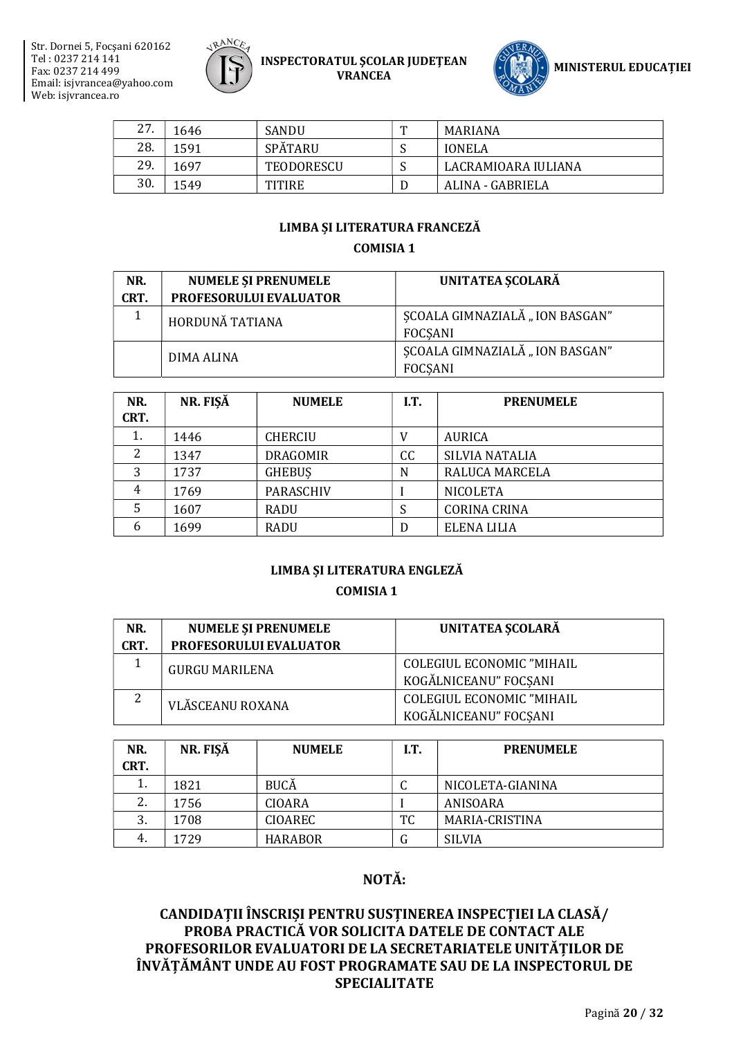| 27. | 1646 | SANDU | T | MARIANA |
|---|---|---|---|---|
| 28. | 1591 | SPĂTARU | S | IONELA |
| 29. | 1697 | TEODORESCU | S | LACRAMIOARA IULIANA |
| 30. | 1549 | TITIRE | D | ALINA - GABRIELA |

**LIMBA ȘI LITERATURA FRANCEZĂ**

**COMISIA 1**

| NR. CRT. | NUMELE ȘI PRENUMELE PROFESORULUI EVALUATOR | UNITATEA ȘCOLARĂ |
|---|---|---|
| 1 | HORDUNĂ TATIANA | ŞCOALA GIMNAZIALĂ „ ION BASGAN" FOCȘANI |
| | DIMA ALINA | ŞCOALA GIMNAZIALĂ „ ION BASGAN" FOCȘANI |

| NR. CRT. | NR. FIȘĂ | NUMELE | I.T. | PRENUMELE |
|---|---|---|---|---|
| 1. | 1446 | CHERCIU | V | AURICA |
| 2 | 1347 | DRAGOMIR | CC | SILVIA NATALIA |
| 3 | 1737 | GHEBUȘ | N | RALUCA MARCELA |
| 4 | 1769 | PARASCHIV | I | NICOLETA |
| 5 | 1607 | RADU | S | CORINA CRINA |
| 6 | 1699 | RADU | D | ELENA LILIA |

**LIMBA ȘI LITERATURA ENGLEZĂ**

**COMISIA 1**

| NR. CRT. | NUMELE ȘI PRENUMELE PROFESORULUI EVALUATOR | UNITATEA ȘCOLARĂ |
|---|---|---|
| 1 | GURGU MARILENA | COLEGIUL ECONOMIC "MIHAIL KOGĂLNICEANU" FOCȘANI |
| 2 | VLĂSCEANU ROXANA | COLEGIUL ECONOMIC "MIHAIL KOGĂLNICEANU" FOCȘANI |

| NR. CRT. | NR. FIȘĂ | NUMELE | I.T. | PRENUMELE |
|---|---|---|---|---|
| 1. | 1821 | BUCĂ | C | NICOLETA-GIANINA |
| 2. | 1756 | CIOARA | I | ANISOARA |
| 3. | 1708 | CIOAREC | TC | MARIA-CRISTINA |
| 4. | 1729 | HARABOR | G | SILVIA |

## NOTĂ:

**CANDIDAȚII ÎNSCRIȘI PENTRU SUSȚINEREA INSPECȚIEI LA CLASĂ/ PROBA PRACTICĂ VOR SOLICITA DATELE DE CONTACT ALE PROFESORILOR EVALUATORI DE LA SECRETARIATELE UNITĂȚILOR DE ÎNVĂȚĂMÂNT UNDE AU FOST PROGRAMATE SAU DE LA INSPECTORUL DE SPECIALITATE**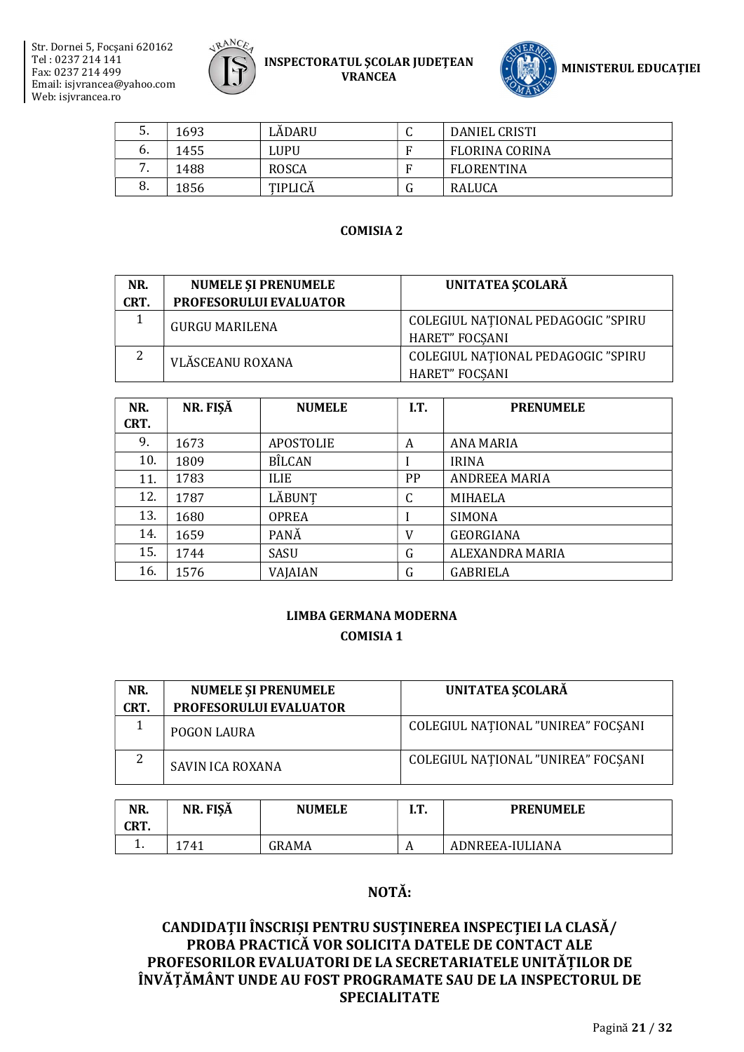| 5. | 1693 | LĂDARU | C | DANIEL CRISTI |
|---|---|---|---|---|
| 6. | 1455 | LUPU | F | FLORINA CORINA |
| 7. | 1488 | ROSCA | F | FLORENTINA |
| 8. | 1856 | ȚIPLICĂ | G | RALUCA |

**COMISIA 2**

| NR. CRT. | NUMELE ȘI PRENUMELE PROFESORULUI EVALUATOR | UNITATEA ȘCOLARĂ |
|---|---|---|
| 1 | GURGU MARILENA | COLEGIUL NAȚIONAL PEDAGOGIC ”SPIRU HARET” FOCȘANI |
| 2 | VLĂSCEANU ROXANA | COLEGIUL NAȚIONAL PEDAGOGIC ”SPIRU HARET” FOCȘANI |

| NR. CRT. | NR. FIȘĂ | NUMELE | I.T. | PRENUMELE |
|---|---|---|---|---|
| 9. | 1673 | APOSTOLIE | A | ANA MARIA |
| 10. | 1809 | BÎLCAN | I | IRINA |
| 11. | 1783 | ILIE | PP | ANDREEA MARIA |
| 12. | 1787 | LĂBUNȚ | C | MIHAELA |
| 13. | 1680 | OPREA | I | SIMONA |
| 14. | 1659 | PANĂ | V | GEORGIANA |
| 15. | 1744 | SASU | G | ALEXANDRA MARIA |
| 16. | 1576 | VAJAIAN | G | GABRIELA |

**LIMBA GERMANA MODERNA**

**COMISIA 1**

| NR. CRT. | NUMELE ȘI PRENUMELE PROFESORULUI EVALUATOR | UNITATEA ȘCOLARĂ |
|---|---|---|
| 1 | POGON LAURA | COLEGIUL NAȚIONAL ”UNIREA” FOCȘANI |
| 2 | SAVIN ICA ROXANA | COLEGIUL NAȚIONAL ”UNIREA” FOCȘANI |

| NR. CRT. | NR. FIȘĂ | NUMELE | I.T. | PRENUMELE |
|---|---|---|---|---|
| 1. | 1741 | GRAMA | A | ADNREEA-IULIANA |

## NOTĂ:

**CANDIDAȚII ÎNSCRIȘI PENTRU SUSȚINEREA INSPECȚIEI LA CLASĂ/ PROBA PRACTICĂ VOR SOLICITA DATELE DE CONTACT ALE PROFESORILOR EVALUATORI DE LA SECRETARIATELE UNITĂȚILOR DE ÎNVĂȚĂMÂNT UNDE AU FOST PROGRAMATE SAU DE LA INSPECTORUL DE SPECIALITATE**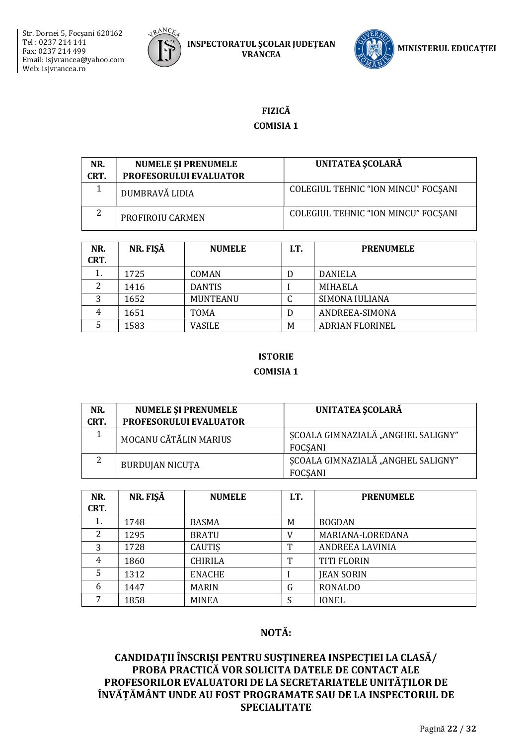## FIZICĂ

### COMISIA 1

| NR. CRT. | NUMELE ŞI PRENUMELE PROFESORULUI EVALUATOR | UNITATEA ŞCOLARĂ |
|---|---|---|
| 1 | DUMBRAVĂ LIDIA | COLEGIUL TEHNIC "ION MINCU" FOCȘANI |
| 2 | PROFIROIU CARMEN | COLEGIUL TEHNIC "ION MINCU" FOCȘANI |

| NR. CRT. | NR. FIȘĂ | NUMELE | I.T. | PRENUMELE |
|---|---|---|---|---|
| 1. | 1725 | COMAN | D | DANIELA |
| 2 | 1416 | DANTIS | I | MIHAELA |
| 3 | 1652 | MUNTEANU | C | SIMONA IULIANA |
| 4 | 1651 | TOMA | D | ANDREEA-SIMONA |
| 5 | 1583 | VASILE | M | ADRIAN FLORINEL |

## ISTORIE

### COMISIA 1

| NR. CRT. | NUMELE ŞI PRENUMELE PROFESORULUI EVALUATOR | UNITATEA ŞCOLARĂ |
|---|---|---|
| 1 | MOCANU CĂTĂLIN MARIUS | ȘCOALA GIMNAZIALĂ „ANGHEL SALIGNY" FOCȘANI |
| 2 | BURDUJAN NICUȚA | ȘCOALA GIMNAZIALĂ „ANGHEL SALIGNY" FOCȘANI |

| NR. CRT. | NR. FIȘĂ | NUMELE | I.T. | PRENUMELE |
|---|---|---|---|---|
| 1. | 1748 | BASMA | M | BOGDAN |
| 2 | 1295 | BRATU | V | MARIANA-LOREDANA |
| 3 | 1728 | CAUTIȘ | T | ANDREEA LAVINIA |
| 4 | 1860 | CHIRILA | T | TITI FLORIN |
| 5 | 1312 | ENACHE | I | JEAN SORIN |
| 6 | 1447 | MARIN | G | RONALDO |
| 7 | 1858 | MINEA | S | IONEL |

## NOTĂ:

**CANDIDAȚII ÎNSCRIȘI PENTRU SUSȚINEREA INSPECȚIEI LA CLASĂ/ PROBA PRACTICĂ VOR SOLICITA DATELE DE CONTACT ALE PROFESORILOR EVALUATORI DE LA SECRETARIATELE UNITĂȚILOR DE ÎNVĂȚĂMÂNT UNDE AU FOST PROGRAMATE SAU DE LA INSPECTORUL DE SPECIALITATE**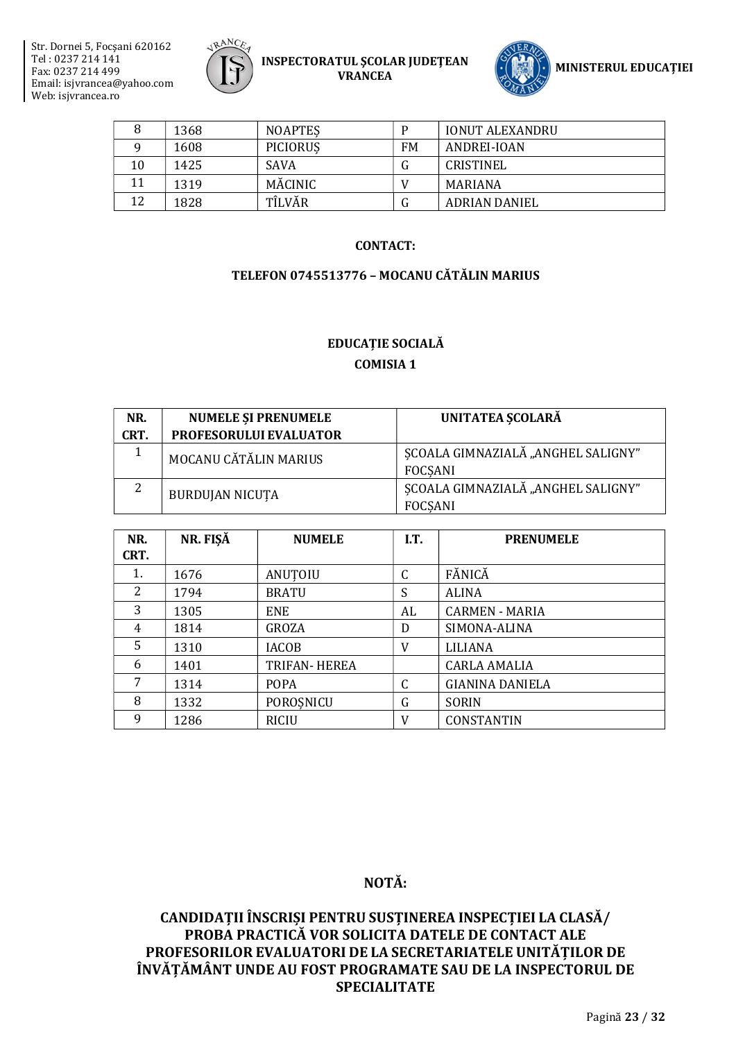| 8 | 1368 | NOAPTEȘ | P | IONUT ALEXANDRU |
|---|---|---|---|---|
| 9 | 1608 | PICIORUȘ | FM | ANDREI-IOAN |
| 10 | 1425 | SAVA | G | CRISTINEL |
| 11 | 1319 | MĂCINIC | V | MARIANA |
| 12 | 1828 | TÎLVĂR | G | ADRIAN DANIEL |

**CONTACT:**

**TELEFON 0745513776 – MOCANU CĂTĂLIN MARIUS**

**EDUCAȚIE SOCIALĂ**

**COMISIA 1**

| NR. CRT. | NUMELE ȘI PRENUMELE PROFESORULUI EVALUATOR | UNITATEA ȘCOLARĂ |
|---|---|---|
| 1 | MOCANU CĂTĂLIN MARIUS | ȘCOALA GIMNAZIALĂ „ANGHEL SALIGNY" FOCȘANI |
| 2 | BURDUJAN NICUȚA | ȘCOALA GIMNAZIALĂ „ANGHEL SALIGNY" FOCȘANI |

| NR. CRT. | NR. FIȘĂ | NUMELE | I.T. | PRENUMELE |
|---|---|---|---|---|
| 1. | 1676 | ANUȚOIU | C | FĂNICĂ |
| 2 | 1794 | BRATU | S | ALINA |
| 3 | 1305 | ENE | AL | CARMEN - MARIA |
| 4 | 1814 | GROZA | D | SIMONA-ALINA |
| 5 | 1310 | IACOB | V | LILIANA |
| 6 | 1401 | TRIFAN- HEREA | | CARLA AMALIA |
| 7 | 1314 | POPA | C | GIANINA DANIELA |
| 8 | 1332 | POROȘNICU | G | SORIN |
| 9 | 1286 | RICIU | V | CONSTANTIN |

**NOTĂ:**

**CANDIDAȚII ÎNSCRIȘI PENTRU SUSȚINEREA INSPECȚIEI LA CLASĂ/ PROBA PRACTICĂ VOR SOLICITA DATELE DE CONTACT ALE PROFESORILOR EVALUATORI DE LA SECRETARIATELE UNITĂȚILOR DE ÎNVĂȚĂMÂNT UNDE AU FOST PROGRAMATE SAU DE LA INSPECTORUL DE SPECIALITATE**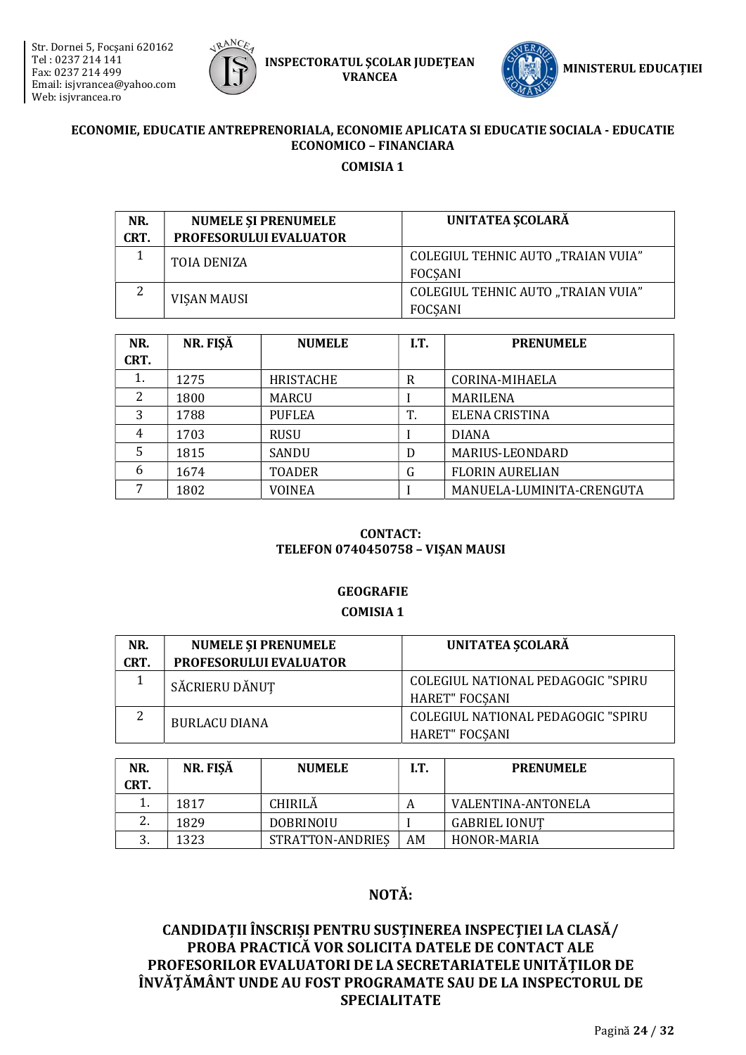## ECONOMIE, EDUCATIE ANTREPRENORIALA, ECONOMIE APLICATA SI EDUCATIE SOCIALA - EDUCATIE ECONOMICO – FINANCIARA

### COMISIA 1

| NR. CRT. | NUMELE ŞI PRENUMELE PROFESORULUI EVALUATOR | UNITATEA ŞCOLARĂ |
|---|---|---|
| 1 | TOIA DENIZA | COLEGIUL TEHNIC AUTO „TRAIAN VUIA" FOCŞANI |
| 2 | VIȘAN MAUSI | COLEGIUL TEHNIC AUTO „TRAIAN VUIA" FOCŞANI |

| NR. CRT. | NR. FIȘĂ | NUMELE | I.T. | PRENUMELE |
|---|---|---|---|---|
| 1. | 1275 | HRISTACHE | R | CORINA-MIHAELA |
| 2 | 1800 | MARCU | I | MARILENA |
| 3 | 1788 | PUFLEA | T. | ELENA CRISTINA |
| 4 | 1703 | RUSU | I | DIANA |
| 5 | 1815 | SANDU | D | MARIUS-LEONDARD |
| 6 | 1674 | TOADER | G | FLORIN AURELIAN |
| 7 | 1802 | VOINEA | I | MANUELA-LUMINITA-CRENGUTA |

**CONTACT:**
**TELEFON 0740450758 – VIȘAN MAUSI**

## GEOGRAFIE

### COMISIA 1

| NR. CRT. | NUMELE ŞI PRENUMELE PROFESORULUI EVALUATOR | UNITATEA ŞCOLARĂ |
|---|---|---|
| 1 | SĂCRIERU DĂNUȚ | COLEGIUL NATIONAL PEDAGOGIC "SPIRU HARET" FOCȘANI |
| 2 | BURLACU DIANA | COLEGIUL NATIONAL PEDAGOGIC "SPIRU HARET" FOCȘANI |

| NR. CRT. | NR. FIȘĂ | NUMELE | I.T. | PRENUMELE |
|---|---|---|---|---|
| 1. | 1817 | CHIRILĂ | A | VALENTINA-ANTONELA |
| 2. | 1829 | DOBRINOIU | I | GABRIEL IONUȚ |
| 3. | 1323 | STRATTON-ANDRIEȘ | AM | HONOR-MARIA |

**NOTĂ:**

**CANDIDAȚII ÎNSCRIȘI PENTRU SUSȚINEREA INSPECȚIEI LA CLASĂ/ PROBA PRACTICĂ VOR SOLICITA DATELE DE CONTACT ALE PROFESORILOR EVALUATORI DE LA SECRETARIATELE UNITĂȚILOR DE ÎNVĂȚĂMÂNT UNDE AU FOST PROGRAMATE SAU DE LA INSPECTORUL DE SPECIALITATE**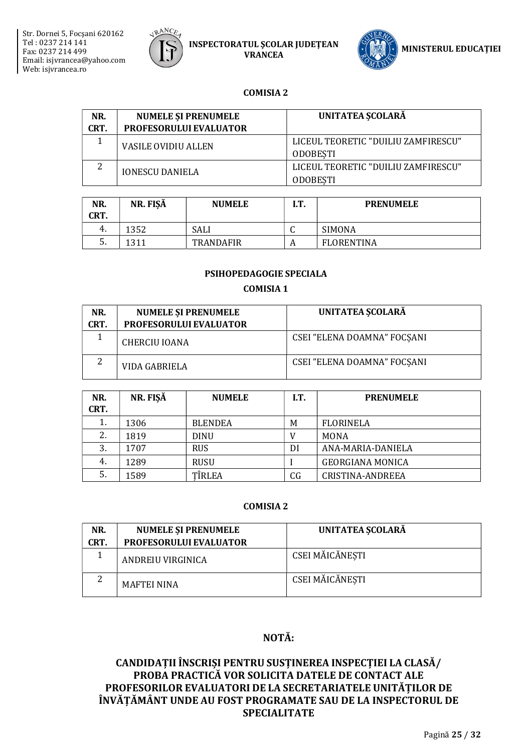### COMISIA 2

| NR. CRT. | NUMELE ŞI PRENUMELE PROFESORULUI EVALUATOR | UNITATEA ŞCOLARĂ |
|---|---|---|
| 1 | VASILE OVIDIU ALLEN | LICEUL TEORETIC "DUILIU ZAMFIRESCU" ODOBEŞTI |
| 2 | IONESCU DANIELA | LICEUL TEORETIC "DUILIU ZAMFIRESCU" ODOBEŞTI |

| NR. CRT. | NR. FIŞĂ | NUMELE | I.T. | PRENUMELE |
|---|---|---|---|---|
| 4. | 1352 | SALI | C | SIMONA |
| 5. | 1311 | TRANDAFIR | A | FLORENTINA |

## PSIHOPEDAGOGIE SPECIALA

### COMISIA 1

| NR. CRT. | NUMELE ŞI PRENUMELE PROFESORULUI EVALUATOR | UNITATEA ŞCOLARĂ |
|---|---|---|
| 1 | CHERCIU IOANA | CSEI ”ELENA DOAMNA” FOCŞANI |
| 2 | VIDA GABRIELA | CSEI ”ELENA DOAMNA” FOCŞANI |

| NR. CRT. | NR. FIŞĂ | NUMELE | I.T. | PRENUMELE |
|---|---|---|---|---|
| 1. | 1306 | BLENDEA | M | FLORINELA |
| 2. | 1819 | DINU | V | MONA |
| 3. | 1707 | RUS | DI | ANA-MARIA-DANIELA |
| 4. | 1289 | RUSU | I | GEORGIANA MONICA |
| 5. | 1589 | ŢÎRLEA | CG | CRISTINA-ANDREEA |

### COMISIA 2

| NR. CRT. | NUMELE ŞI PRENUMELE PROFESORULUI EVALUATOR | UNITATEA ŞCOLARĂ |
|---|---|---|
| 1 | ANDREIU VIRGINICA | CSEI MĂICĂNEŞTI |
| 2 | MAFTEI NINA | CSEI MĂICĂNEŞTI |

## NOTĂ:

**CANDIDAŢII ÎNSCRIŞI PENTRU SUSŢINEREA INSPECŢIEI LA CLASĂ/ PROBA PRACTICĂ VOR SOLICITA DATELE DE CONTACT ALE PROFESORILOR EVALUATORI DE LA SECRETARIATELE UNITĂŢILOR DE ÎNVĂŢĂMÂNT UNDE AU FOST PROGRAMATE SAU DE LA INSPECTORUL DE SPECIALITATE**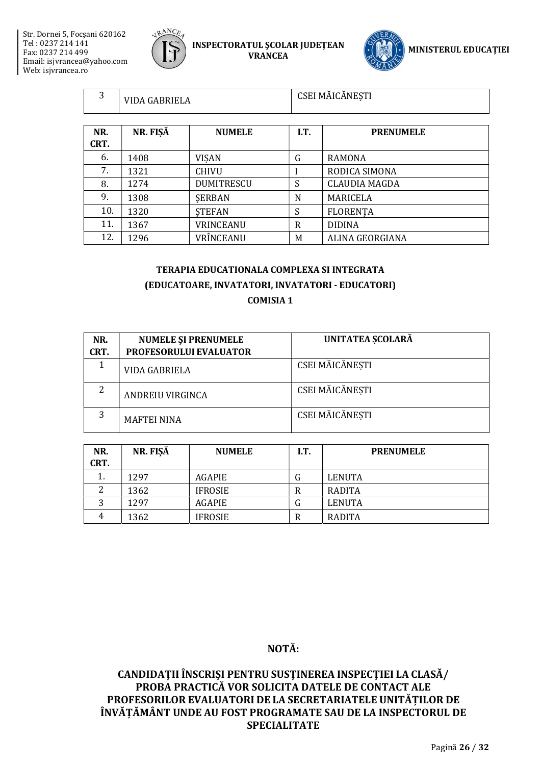| 3 | VIDA GABRIELA | CSEI MĂICĂNEȘTI |
|---|---|---|

| NR. CRT. | NR. FIȘĂ | NUMELE | I.T. | PRENUMELE |
|---|---|---|---|---|
| 6. | 1408 | VIȘAN | G | RAMONA |
| 7. | 1321 | CHIVU | I | RODICA SIMONA |
| 8. | 1274 | DUMITRESCU | S | CLAUDIA MAGDA |
| 9. | 1308 | ȘERBAN | N | MARICELA |
| 10. | 1320 | ȘTEFAN | S | FLORENȚA |
| 11. | 1367 | VRINCEANU | R | DIDINA |
| 12. | 1296 | VRÎNCEANU | M | ALINA GEORGIANA |

**TERAPIA EDUCATIONALA COMPLEXA SI INTEGRATA**
**(EDUCATOARE, INVATATORI, INVATATORI - EDUCATORI)**
**COMISIA 1**

| NR. CRT. | NUMELE ȘI PRENUMELE PROFESORULUI EVALUATOR | UNITATEA ȘCOLARĂ |
|---|---|---|
| 1 | VIDA GABRIELA | CSEI MĂICĂNEȘTI |
| 2 | ANDREIU VIRGINCA | CSEI MĂICĂNEȘTI |
| 3 | MAFTEI NINA | CSEI MĂICĂNEȘTI |

| NR. CRT. | NR. FIȘĂ | NUMELE | I.T. | PRENUMELE |
|---|---|---|---|---|
| 1. | 1297 | AGAPIE | G | LENUTA |
| 2 | 1362 | IFROSIE | R | RADITA |
| 3 | 1297 | AGAPIE | G | LENUTA |
| 4 | 1362 | IFROSIE | R | RADITA |

**NOTĂ:**

**CANDIDAȚII ÎNSCRIȘI PENTRU SUSȚINEREA INSPECȚIEI LA CLASĂ/ PROBA PRACTICĂ VOR SOLICITA DATELE DE CONTACT ALE PROFESORILOR EVALUATORI DE LA SECRETARIATELE UNITĂȚILOR DE ÎNVĂȚĂMÂNT UNDE AU FOST PROGRAMATE SAU DE LA INSPECTORUL DE SPECIALITATE**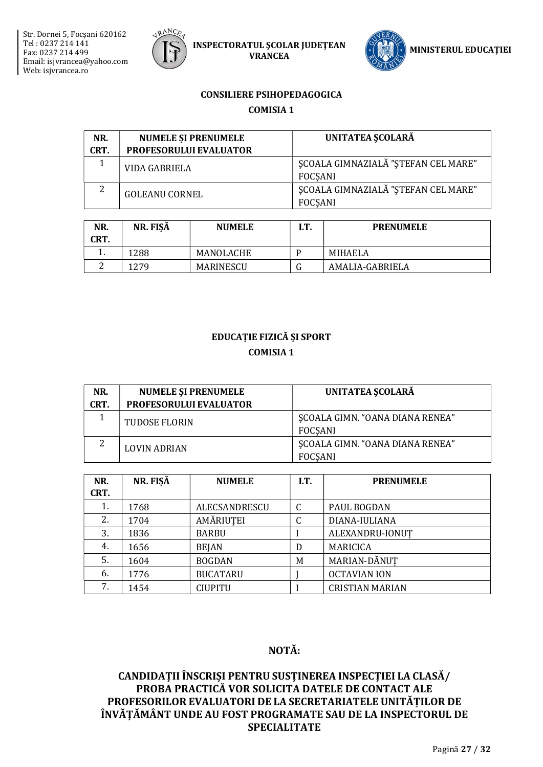## CONSILIERE PSIHOPEDAGOGICA

### COMISIA 1

| NR. CRT. | NUMELE ȘI PRENUMELE PROFESORULUI EVALUATOR | UNITATEA ȘCOLARĂ |
|---|---|---|
| 1 | VIDA GABRIELA | ȘCOALA GIMNAZIALĂ "ȘTEFAN CEL MARE" FOCȘANI |
| 2 | GOLEANU CORNEL | ȘCOALA GIMNAZIALĂ "ȘTEFAN CEL MARE" FOCȘANI |

| NR. CRT. | NR. FIȘĂ | NUMELE | I.T. | PRENUMELE |
|---|---|---|---|---|
| 1. | 1288 | MANOLACHE | P | MIHAELA |
| 2 | 1279 | MARINESCU | G | AMALIA-GABRIELA |

## EDUCAȚIE FIZICĂ ȘI SPORT

### COMISIA 1

| NR. CRT. | NUMELE ȘI PRENUMELE PROFESORULUI EVALUATOR | UNITATEA ȘCOLARĂ |
|---|---|---|
| 1 | TUDOSE FLORIN | ȘCOALA GIMN. "OANA DIANA RENEA" FOCȘANI |
| 2 | LOVIN ADRIAN | ȘCOALA GIMN. "OANA DIANA RENEA" FOCȘANI |

| NR. CRT. | NR. FIȘĂ | NUMELE | I.T. | PRENUMELE |
|---|---|---|---|---|
| 1. | 1768 | ALECSANDRESCU | C | PAUL BOGDAN |
| 2. | 1704 | AMĂRIUȚEI | C | DIANA-IULIANA |
| 3. | 1836 | BARBU | I | ALEXANDRU-IONUȚ |
| 4. | 1656 | BEJAN | D | MARICICA |
| 5. | 1604 | BOGDAN | M | MARIAN-DĂNUȚ |
| 6. | 1776 | BUCATARU | J | OCTAVIAN ION |
| 7. | 1454 | CIUPITU | I | CRISTIAN MARIAN |

## NOTĂ:

**CANDIDAȚII ÎNSCRIȘI PENTRU SUSȚINEREA INSPECȚIEI LA CLASĂ/ PROBA PRACTICĂ VOR SOLICITA DATELE DE CONTACT ALE PROFESORILOR EVALUATORI DE LA SECRETARIATELE UNITĂȚILOR DE ÎNVĂȚĂMÂNT UNDE AU FOST PROGRAMATE SAU DE LA INSPECTORUL DE SPECIALITATE**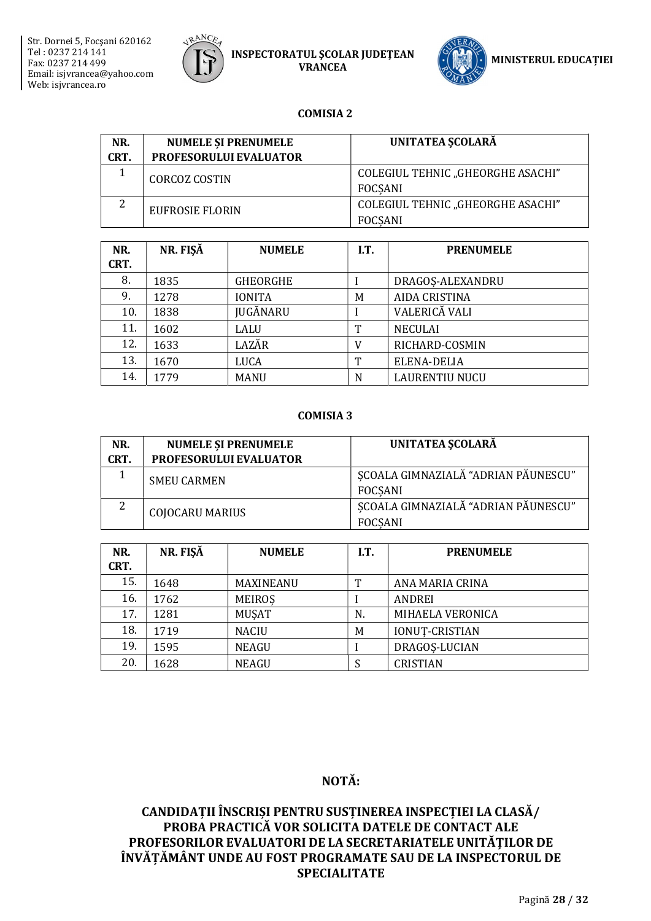### COMISIA 2

| NR. CRT. | NUMELE ȘI PRENUMELE PROFESORULUI EVALUATOR | UNITATEA ȘCOLARĂ |
|---|---|---|
| 1 | CORCOZ COSTIN | COLEGIUL TEHNIC „GHEORGHE ASACHI" FOCȘANI |
| 2 | EUFROSIE FLORIN | COLEGIUL TEHNIC „GHEORGHE ASACHI" FOCȘANI |

| NR. CRT. | NR. FIȘĂ | NUMELE | I.T. | PRENUMELE |
|---|---|---|---|---|
| 8. | 1835 | GHEORGHE | I | DRAGOȘ-ALEXANDRU |
| 9. | 1278 | IONITA | M | AIDA CRISTINA |
| 10. | 1838 | JUGĂNARU | I | VALERICĂ VALI |
| 11. | 1602 | LALU | T | NECULAI |
| 12. | 1633 | LAZĂR | V | RICHARD-COSMIN |
| 13. | 1670 | LUCA | T | ELENA-DELIA |
| 14. | 1779 | MANU | N | LAURENTIU NUCU |

### COMISIA 3

| NR. CRT. | NUMELE ȘI PRENUMELE PROFESORULUI EVALUATOR | UNITATEA ȘCOLARĂ |
|---|---|---|
| 1 | SMEU CARMEN | ȘCOALA GIMNAZIALĂ "ADRIAN PĂUNESCU" FOCȘANI |
| 2 | COJOCARU MARIUS | ȘCOALA GIMNAZIALĂ "ADRIAN PĂUNESCU" FOCȘANI |

| NR. CRT. | NR. FIȘĂ | NUMELE | I.T. | PRENUMELE |
|---|---|---|---|---|
| 15. | 1648 | MAXINEANU | T | ANA MARIA CRINA |
| 16. | 1762 | MEIROȘ | I | ANDREI |
| 17. | 1281 | MUȘAT | N. | MIHAELA VERONICA |
| 18. | 1719 | NACIU | M | IONUȚ-CRISTIAN |
| 19. | 1595 | NEAGU | I | DRAGOȘ-LUCIAN |
| 20. | 1628 | NEAGU | S | CRISTIAN |

**NOTĂ:**

**CANDIDAȚII ÎNSCRIȘI PENTRU SUSȚINEREA INSPECȚIEI LA CLASĂ/ PROBA PRACTICĂ VOR SOLICITA DATELE DE CONTACT ALE PROFESORILOR EVALUATORI DE LA SECRETARIATELE UNITĂȚILOR DE ÎNVĂȚĂMÂNT UNDE AU FOST PROGRAMATE SAU DE LA INSPECTORUL DE SPECIALITATE**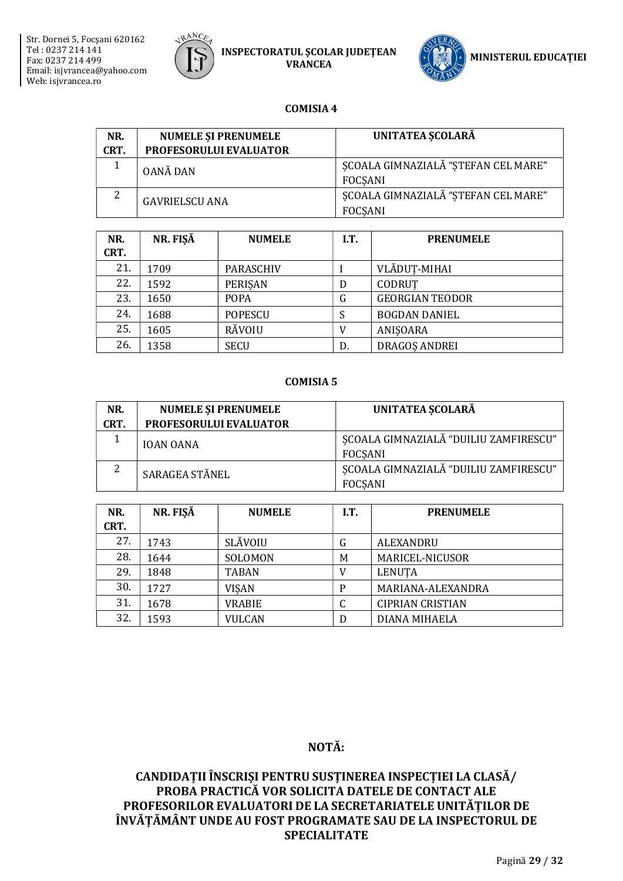### COMISIA 4

| NR. CRT. | NUMELE ȘI PRENUMELE PROFESORULUI EVALUATOR | UNITATEA ȘCOLARĂ |
|---|---|---|
| 1 | OANĂ DAN | ȘCOALA GIMNAZIALĂ "ȘTEFAN CEL MARE" FOCȘANI |
| 2 | GAVRIELSCU ANA | ȘCOALA GIMNAZIALĂ "ȘTEFAN CEL MARE" FOCȘANI |

| NR. CRT. | NR. FIȘĂ | NUMELE | I.T. | PRENUMELE |
|---|---|---|---|---|
| 21. | 1709 | PARASCHIV | I | VLĂDUȚ-MIHAI |
| 22. | 1592 | PERIȘAN | D | CODRUȚ |
| 23. | 1650 | POPA | G | GEORGIAN TEODOR |
| 24. | 1688 | POPESCU | S | BOGDAN DANIEL |
| 25. | 1605 | RĂVOIU | V | ANIȘOARA |
| 26. | 1358 | SECU | D. | DRAGOȘ ANDREI |

### COMISIA 5

| NR. CRT. | NUMELE ȘI PRENUMELE PROFESORULUI EVALUATOR | UNITATEA ȘCOLARĂ |
|---|---|---|
| 1 | IOAN OANA | ȘCOALA GIMNAZIALĂ "DUILIU ZAMFIRESCU" FOCȘANI |
| 2 | SARAGEA STĂNEL | ȘCOALA GIMNAZIALĂ "DUILIU ZAMFIRESCU" FOCȘANI |

| NR. CRT. | NR. FIȘĂ | NUMELE | I.T. | PRENUMELE |
|---|---|---|---|---|
| 27. | 1743 | SLĂVOIU | G | ALEXANDRU |
| 28. | 1644 | SOLOMON | M | MARICEL-NICUSOR |
| 29. | 1848 | TABAN | V | LENUȚA |
| 30. | 1727 | VIȘAN | P | MARIANA-ALEXANDRA |
| 31. | 1678 | VRABIE | C | CIPRIAN CRISTIAN |
| 32. | 1593 | VULCAN | D | DIANA MIHAELA |

## NOTĂ:

**CANDIDAȚII ÎNSCRIȘI PENTRU SUSȚINEREA INSPECȚIEI LA CLASĂ/ PROBA PRACTICĂ VOR SOLICITA DATELE DE CONTACT ALE PROFESORILOR EVALUATORI DE LA SECRETARIATELE UNITĂȚILOR DE ÎNVĂȚĂMÂNT UNDE AU FOST PROGRAMATE SAU DE LA INSPECTORUL DE SPECIALITATE**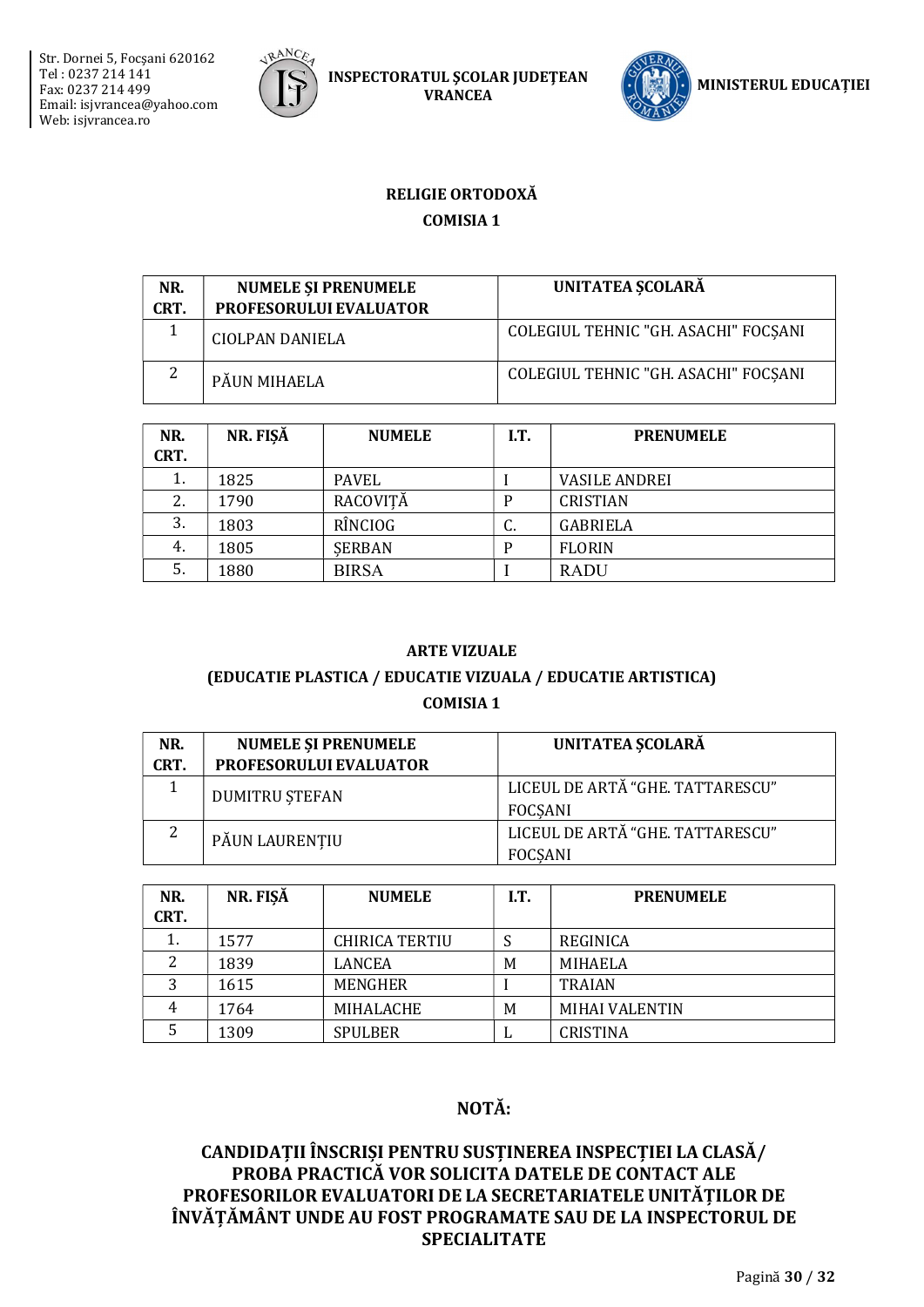## RELIGIE ORTODOXĂ

### COMISIA 1

| NR. CRT. | NUMELE ȘI PRENUMELE PROFESORULUI EVALUATOR | UNITATEA ȘCOLARĂ |
|---|---|---|
| 1 | CIOLPAN DANIELA | COLEGIUL TEHNIC "GH. ASACHI" FOCȘANI |
| 2 | PĂUN MIHAELA | COLEGIUL TEHNIC "GH. ASACHI" FOCȘANI |

| NR. CRT. | NR. FIȘĂ | NUMELE | I.T. | PRENUMELE |
|---|---|---|---|---|
| 1. | 1825 | PAVEL | I | VASILE ANDREI |
| 2. | 1790 | RACOVIȚĂ | P | CRISTIAN |
| 3. | 1803 | RÎNCIOG | C. | GABRIELA |
| 4. | 1805 | ȘERBAN | P | FLORIN |
| 5. | 1880 | BIRSA | I | RADU |

## ARTE VIZUALE

### (EDUCATIE PLASTICA / EDUCATIE VIZUALA / EDUCATIE ARTISTICA)

### COMISIA 1

| NR. CRT. | NUMELE ȘI PRENUMELE PROFESORULUI EVALUATOR | UNITATEA ȘCOLARĂ |
|---|---|---|
| 1 | DUMITRU ȘTEFAN | LICEUL DE ARTĂ "GHE. TATTARESCU" FOCȘANI |
| 2 | PĂUN LAURENȚIU | LICEUL DE ARTĂ "GHE. TATTARESCU" FOCȘANI |

| NR. CRT. | NR. FIȘĂ | NUMELE | I.T. | PRENUMELE |
|---|---|---|---|---|
| 1. | 1577 | CHIRICA TERTIU | S | REGINICA |
| 2 | 1839 | LANCEA | M | MIHAELA |
| 3 | 1615 | MENGHER | I | TRAIAN |
| 4 | 1764 | MIHALACHE | M | MIHAI VALENTIN |
| 5 | 1309 | SPULBER | L | CRISTINA |

## NOTĂ:

**CANDIDAȚII ÎNSCRIȘI PENTRU SUSȚINEREA INSPECȚIEI LA CLASĂ/ PROBA PRACTICĂ VOR SOLICITA DATELE DE CONTACT ALE PROFESORILOR EVALUATORI DE LA SECRETARIATELE UNITĂȚILOR DE ÎNVĂȚĂMÂNT UNDE AU FOST PROGRAMATE SAU DE LA INSPECTORUL DE SPECIALITATE**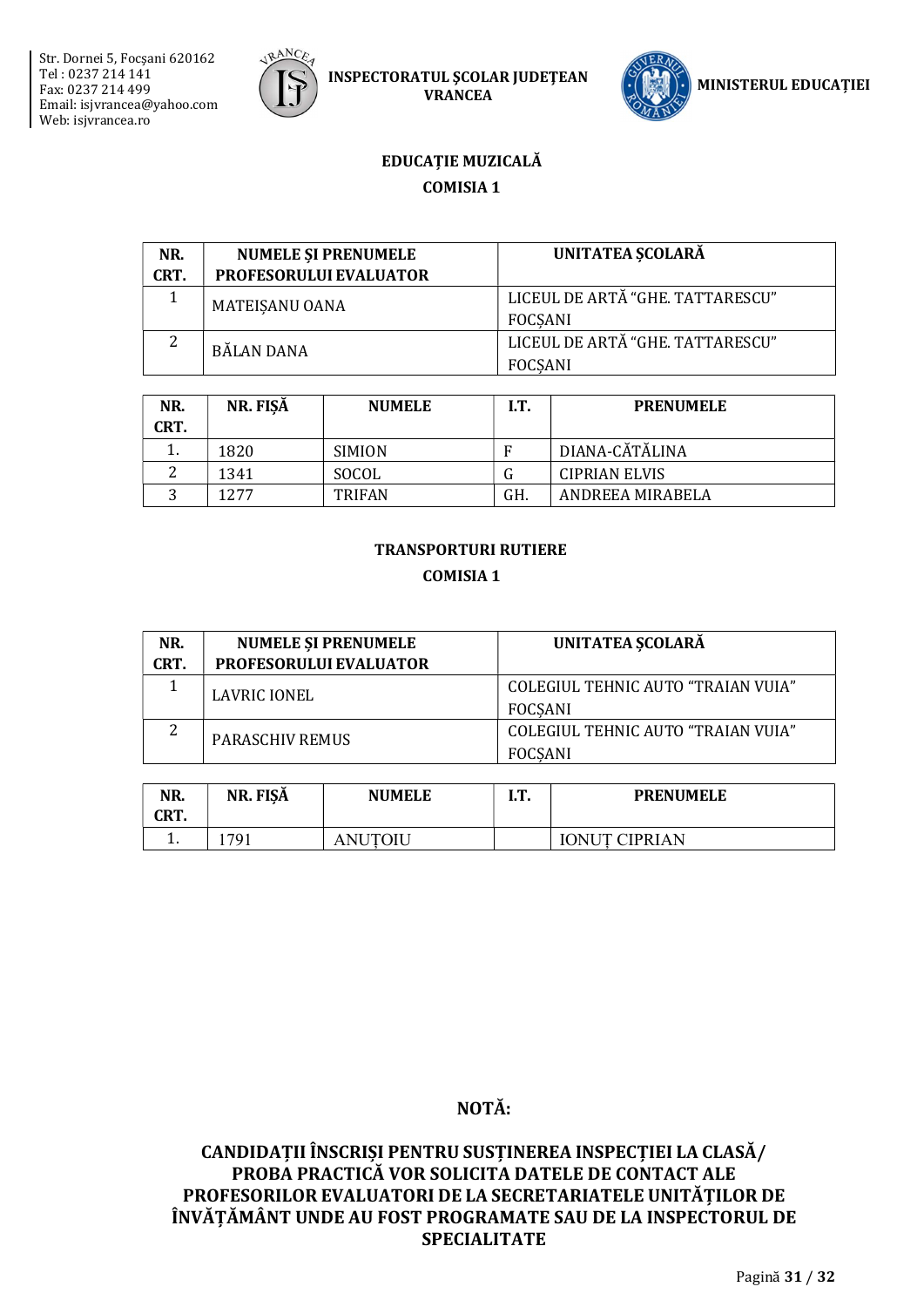## EDUCAȚIE MUZICALĂ

### COMISIA 1

| NR. CRT. | NUMELE ȘI PRENUMELE PROFESORULUI EVALUATOR | UNITATEA ȘCOLARĂ |
|---|---|---|
| 1 | MATEIȘANU OANA | LICEUL DE ARTĂ "GHE. TATTARESCU" FOCȘANI |
| 2 | BĂLAN DANA | LICEUL DE ARTĂ "GHE. TATTARESCU" FOCȘANI |

| NR. CRT. | NR. FIȘĂ | NUMELE | I.T. | PRENUMELE |
|---|---|---|---|---|
| 1. | 1820 | SIMION | F | DIANA-CĂTĂLINA |
| 2 | 1341 | SOCOL | G | CIPRIAN ELVIS |
| 3 | 1277 | TRIFAN | GH. | ANDREEA MIRABELA |

## TRANSPORTURI RUTIERE

### COMISIA 1

| NR. CRT. | NUMELE ȘI PRENUMELE PROFESORULUI EVALUATOR | UNITATEA ȘCOLARĂ |
|---|---|---|
| 1 | LAVRIC IONEL | COLEGIUL TEHNIC AUTO "TRAIAN VUIA" FOCȘANI |
| 2 | PARASCHIV REMUS | COLEGIUL TEHNIC AUTO "TRAIAN VUIA" FOCȘANI |

| NR. CRT. | NR. FIȘĂ | NUMELE | I.T. | PRENUMELE |
|---|---|---|---|---|
| 1. | 1791 | ANUȚOIU | | IONUȚ CIPRIAN |

**NOTĂ:**

**CANDIDAȚII ÎNSCRIȘI PENTRU SUSȚINEREA INSPECȚIEI LA CLASĂ/ PROBA PRACTICĂ VOR SOLICITA DATELE DE CONTACT ALE PROFESORILOR EVALUATORI DE LA SECRETARIATELE UNITĂȚILOR DE ÎNVĂȚĂMÂNT UNDE AU FOST PROGRAMATE SAU DE LA INSPECTORUL DE SPECIALITATE**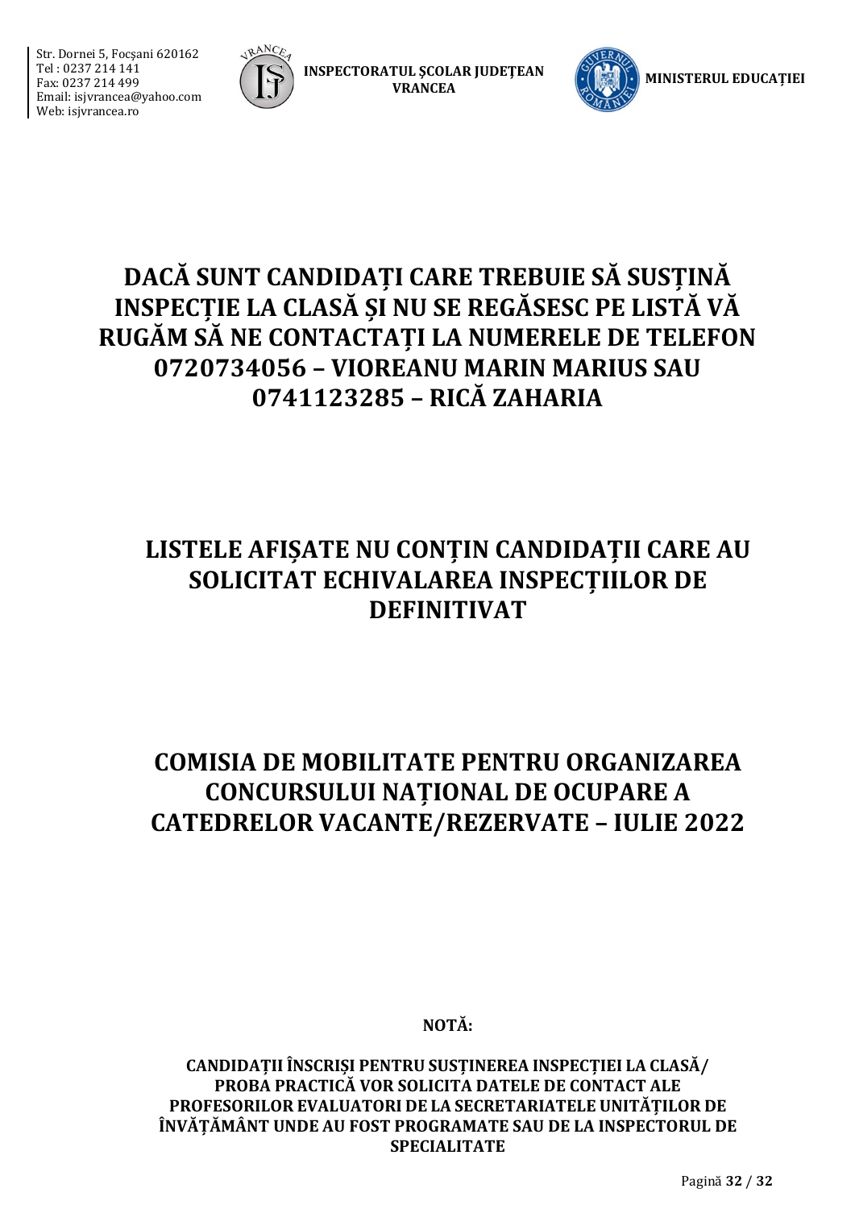# DACĂ SUNT CANDIDAȚI CARE TREBUIE SĂ SUSȚINĂ INSPECȚIE LA CLASĂ ȘI NU SE REGĂSESC PE LISTĂ VĂ RUGĂM SĂ NE CONTACTAȚI LA NUMERELE DE TELEFON 0720734056 – VIOREANU MARIN MARIUS SAU 0741123285 – RICĂ ZAHARIA

# LISTELE AFIȘATE NU CONȚIN CANDIDAȚII CARE AU SOLICITAT ECHIVALAREA INSPECȚIILOR DE DEFINITIVAT

# COMISIA DE MOBILITATE PENTRU ORGANIZAREA CONCURSULUI NAȚIONAL DE OCUPARE A CATEDRELOR VACANTE/REZERVATE – IULIE 2022

**NOTĂ:**

**CANDIDAȚII ÎNSCRIȘI PENTRU SUSȚINEREA INSPECȚIEI LA CLASĂ/ PROBA PRACTICĂ VOR SOLICITA DATELE DE CONTACT ALE PROFESORILOR EVALUATORI DE LA SECRETARIATELE UNITĂȚILOR DE ÎNVĂȚĂMÂNT UNDE AU FOST PROGRAMATE SAU DE LA INSPECTORUL DE SPECIALITATE**